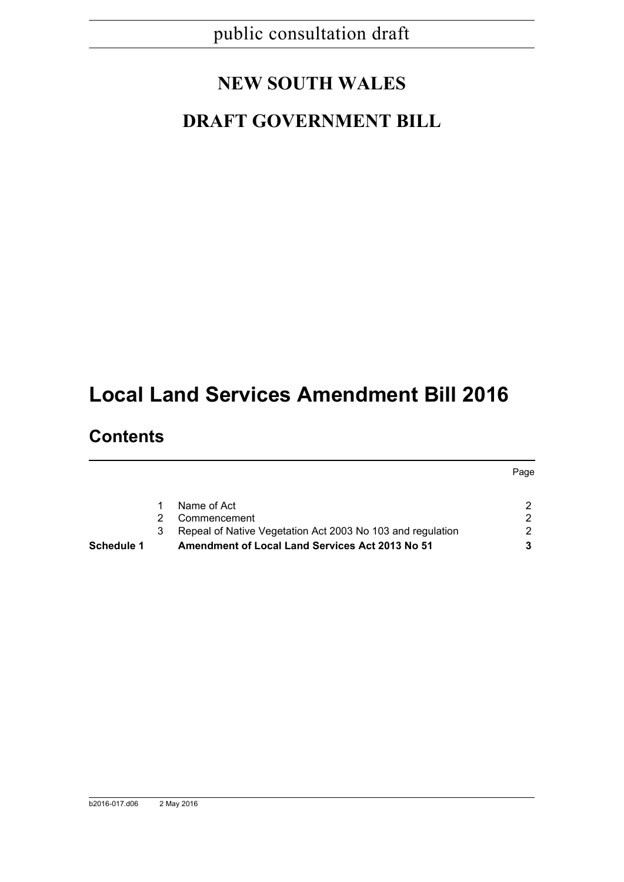public consultation draft

# NEW SOUTH WALES

# DRAFT GOVERNMENT BILL

# Local Land Services Amendment Bill 2016

## Contents

| | | | Page |
|---|---|---|---|
| | 1 | Name of Act | 2 |
| | 2 | Commencement | 2 |
| | 3 | Repeal of Native Vegetation Act 2003 No 103 and regulation | 2 |
| **Schedule 1** | | **Amendment of Local Land Services Act 2013 No 51** | **3** |

b2016-017.d06 2 May 2016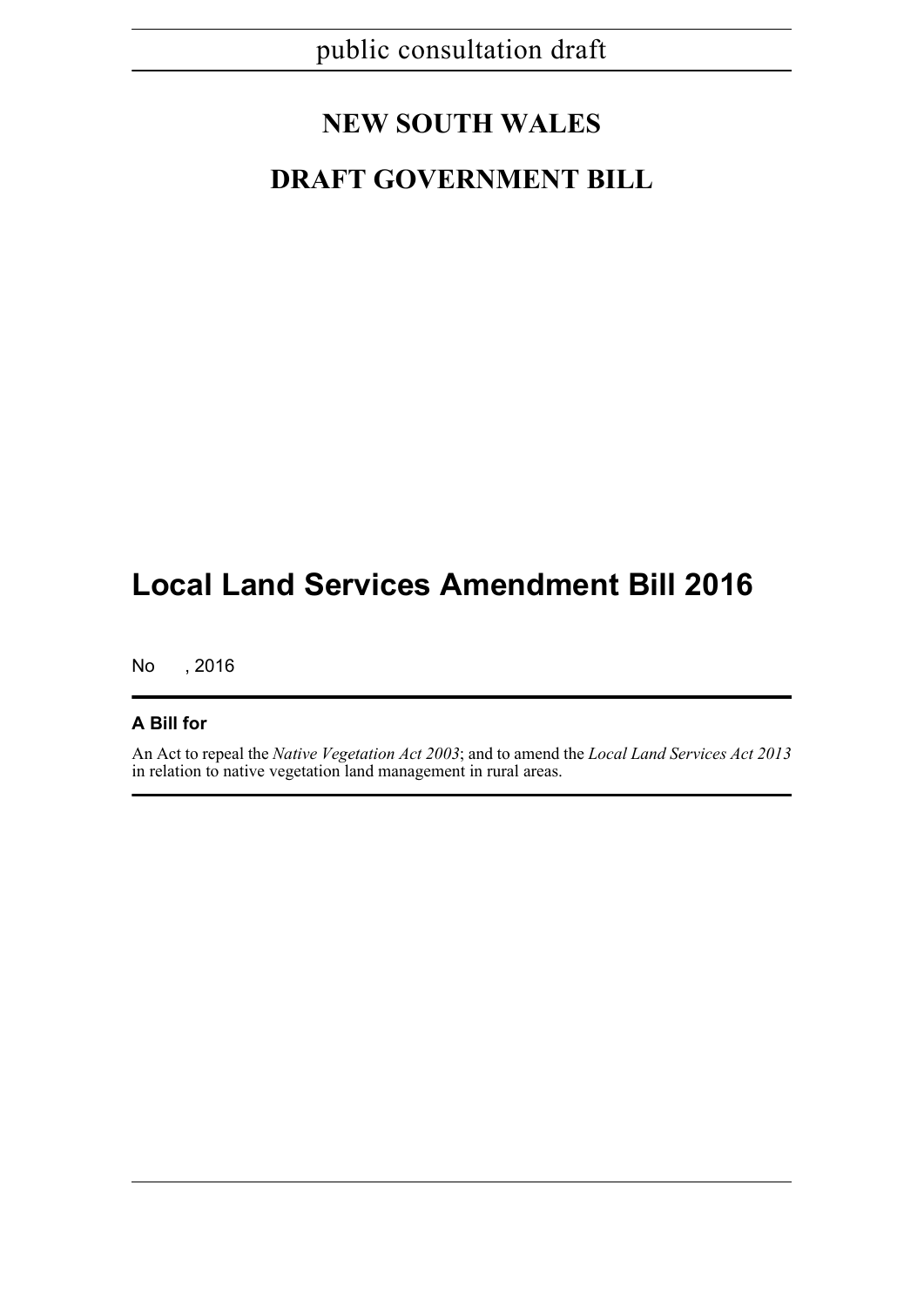public consultation draft

# NEW SOUTH WALES

# DRAFT GOVERNMENT BILL

# Local Land Services Amendment Bill 2016

No , 2016

**A Bill for**

An Act to repeal the *Native Vegetation Act 2003*; and to amend the *Local Land Services Act 2013* in relation to native vegetation land management in rural areas.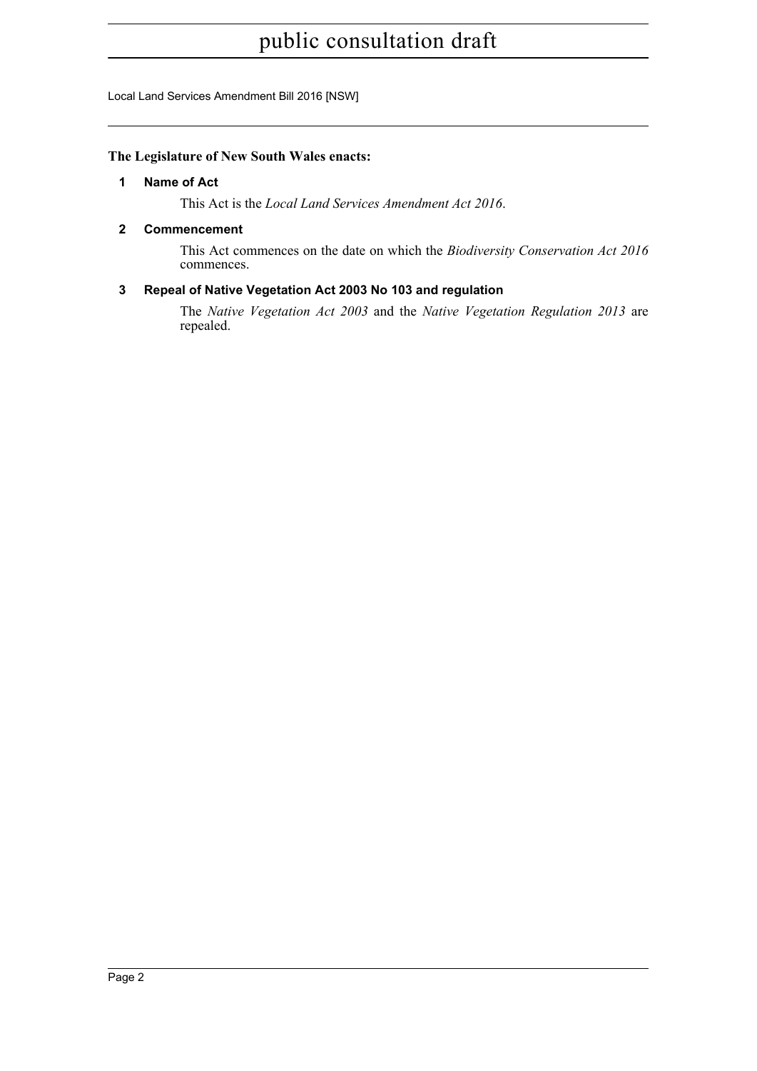**The Legislature of New South Wales enacts:**

### 1 Name of Act

This Act is the *Local Land Services Amendment Act 2016*.

### 2 Commencement

This Act commences on the date on which the *Biodiversity Conservation Act 2016* commences.

### 3 Repeal of Native Vegetation Act 2003 No 103 and regulation

The *Native Vegetation Act 2003* and the *Native Vegetation Regulation 2013* are repealed.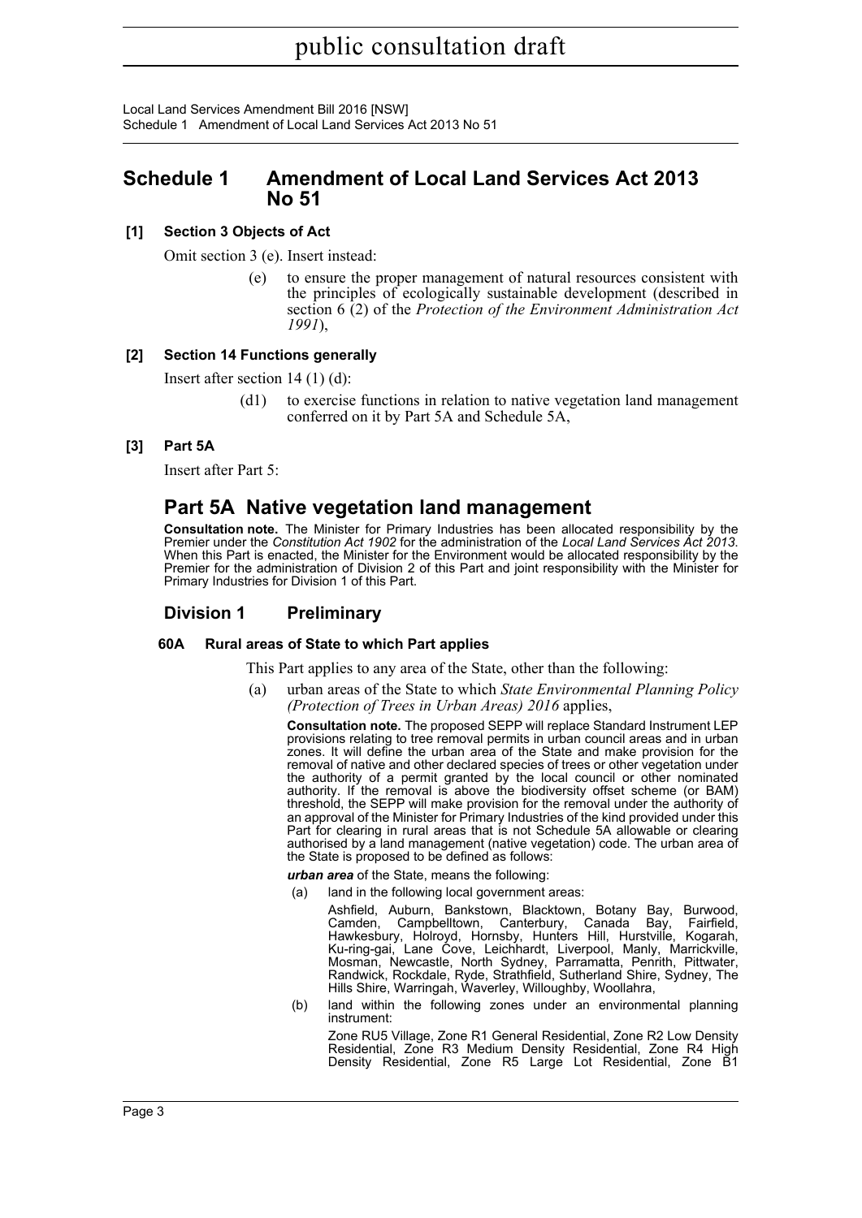## Schedule 1 Amendment of Local Land Services Act 2013 No 51

**[1] Section 3 Objects of Act**

Omit section 3 (e). Insert instead:

(e) to ensure the proper management of natural resources consistent with the principles of ecologically sustainable development (described in section 6 (2) of the *Protection of the Environment Administration Act 1991*),

**[2] Section 14 Functions generally**

Insert after section 14 (1) (d):

(d1) to exercise functions in relation to native vegetation land management conferred on it by Part 5A and Schedule 5A,

**[3] Part 5A**

Insert after Part 5:

# Part 5A Native vegetation land management

**Consultation note.** The Minister for Primary Industries has been allocated responsibility by the Premier under the *Constitution Act 1902* for the administration of the *Local Land Services Act 2013*. When this Part is enacted, the Minister for the Environment would be allocated responsibility by the Premier for the administration of Division 2 of this Part and joint responsibility with the Minister for Primary Industries for Division 1 of this Part.

## Division 1 Preliminary

#### 60A Rural areas of State to which Part applies

This Part applies to any area of the State, other than the following:

(a) urban areas of the State to which *State Environmental Planning Policy (Protection of Trees in Urban Areas) 2016* applies,

**Consultation note.** The proposed SEPP will replace Standard Instrument LEP provisions relating to tree removal permits in urban council areas and in urban zones. It will define the urban area of the State and make provision for the removal of native and other declared species of trees or other vegetation under the authority of a permit granted by the local council or other nominated authority. If the removal is above the biodiversity offset scheme (or BAM) threshold, the SEPP will make provision for the removal under the authority of an approval of the Minister for Primary Industries of the kind provided under this Part for clearing in rural areas that is not Schedule 5A allowable or clearing authorised by a land management (native vegetation) code. The urban area of the State is proposed to be defined as follows:

***urban area*** of the State, means the following:

(a) land in the following local government areas:

Ashfield, Auburn, Bankstown, Blacktown, Botany Bay, Burwood, Camden, Campbelltown, Canterbury, Canada Bay, Fairfield, Hawkesbury, Holroyd, Hornsby, Hunters Hill, Hurstville, Kogarah, Ku-ring-gai, Lane Cove, Leichhardt, Liverpool, Manly, Marrickville, Mosman, Newcastle, North Sydney, Parramatta, Penrith, Pittwater, Randwick, Rockdale, Ryde, Strathfield, Sutherland Shire, Sydney, The Hills Shire, Warringah, Waverley, Willoughby, Woollahra,

(b) land within the following zones under an environmental planning instrument:

Zone RU5 Village, Zone R1 General Residential, Zone R2 Low Density Residential, Zone R3 Medium Density Residential, Zone R4 High Density Residential, Zone R5 Large Lot Residential, Zone B1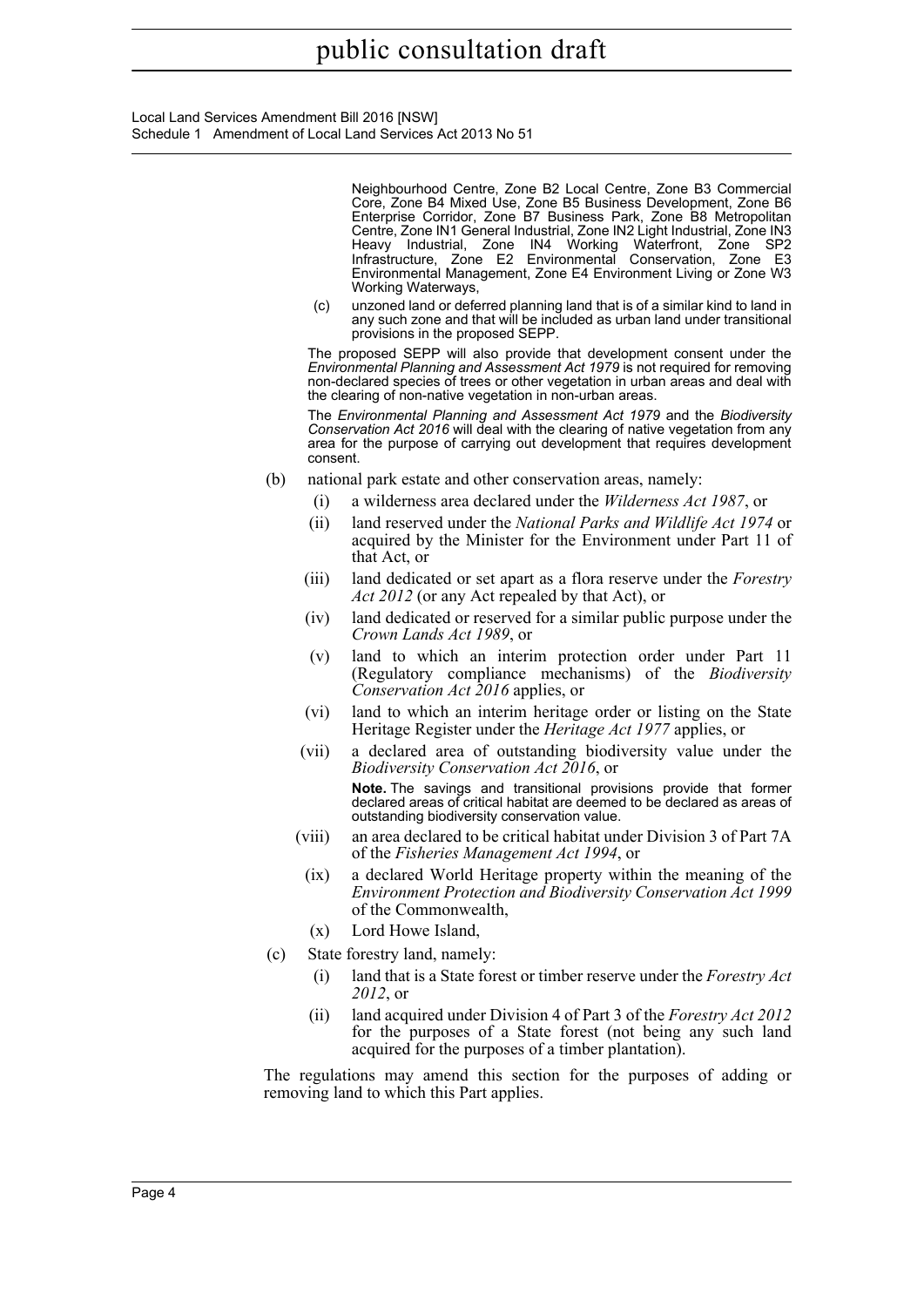Neighbourhood Centre, Zone B2 Local Centre, Zone B3 Commercial Core, Zone B4 Mixed Use, Zone B5 Business Development, Zone B6 Enterprise Corridor, Zone B7 Business Park, Zone B8 Metropolitan Centre, Zone IN1 General Industrial, Zone IN2 Light Industrial, Zone IN3 Heavy Industrial, Zone IN4 Working Waterfront, Zone SP2 Infrastructure, Zone E2 Environmental Conservation, Zone E3 Environmental Management, Zone E4 Environment Living or Zone W3 Working Waterways,

(c) unzoned land or deferred planning land that is of a similar kind to land in any such zone and that will be included as urban land under transitional provisions in the proposed SEPP.

The proposed SEPP will also provide that development consent under the *Environmental Planning and Assessment Act 1979* is not required for removing non-declared species of trees or other vegetation in urban areas and deal with the clearing of non-native vegetation in non-urban areas.

The *Environmental Planning and Assessment Act 1979* and the *Biodiversity Conservation Act 2016* will deal with the clearing of native vegetation from any area for the purpose of carrying out development that requires development consent.

(b) national park estate and other conservation areas, namely:

(i) a wilderness area declared under the *Wilderness Act 1987*, or

(ii) land reserved under the *National Parks and Wildlife Act 1974* or acquired by the Minister for the Environment under Part 11 of that Act, or

(iii) land dedicated or set apart as a flora reserve under the *Forestry Act 2012* (or any Act repealed by that Act), or

(iv) land dedicated or reserved for a similar public purpose under the *Crown Lands Act 1989*, or

(v) land to which an interim protection order under Part 11 (Regulatory compliance mechanisms) of the *Biodiversity Conservation Act 2016* applies, or

(vi) land to which an interim heritage order or listing on the State Heritage Register under the *Heritage Act 1977* applies, or

(vii) a declared area of outstanding biodiversity value under the *Biodiversity Conservation Act 2016*, or

**Note.** The savings and transitional provisions provide that former declared areas of critical habitat are deemed to be declared as areas of outstanding biodiversity conservation value.

(viii) an area declared to be critical habitat under Division 3 of Part 7A of the *Fisheries Management Act 1994*, or

(ix) a declared World Heritage property within the meaning of the *Environment Protection and Biodiversity Conservation Act 1999* of the Commonwealth,

(x) Lord Howe Island,

(c) State forestry land, namely:

(i) land that is a State forest or timber reserve under the *Forestry Act 2012*, or

(ii) land acquired under Division 4 of Part 3 of the *Forestry Act 2012* for the purposes of a State forest (not being any such land acquired for the purposes of a timber plantation).

The regulations may amend this section for the purposes of adding or removing land to which this Part applies.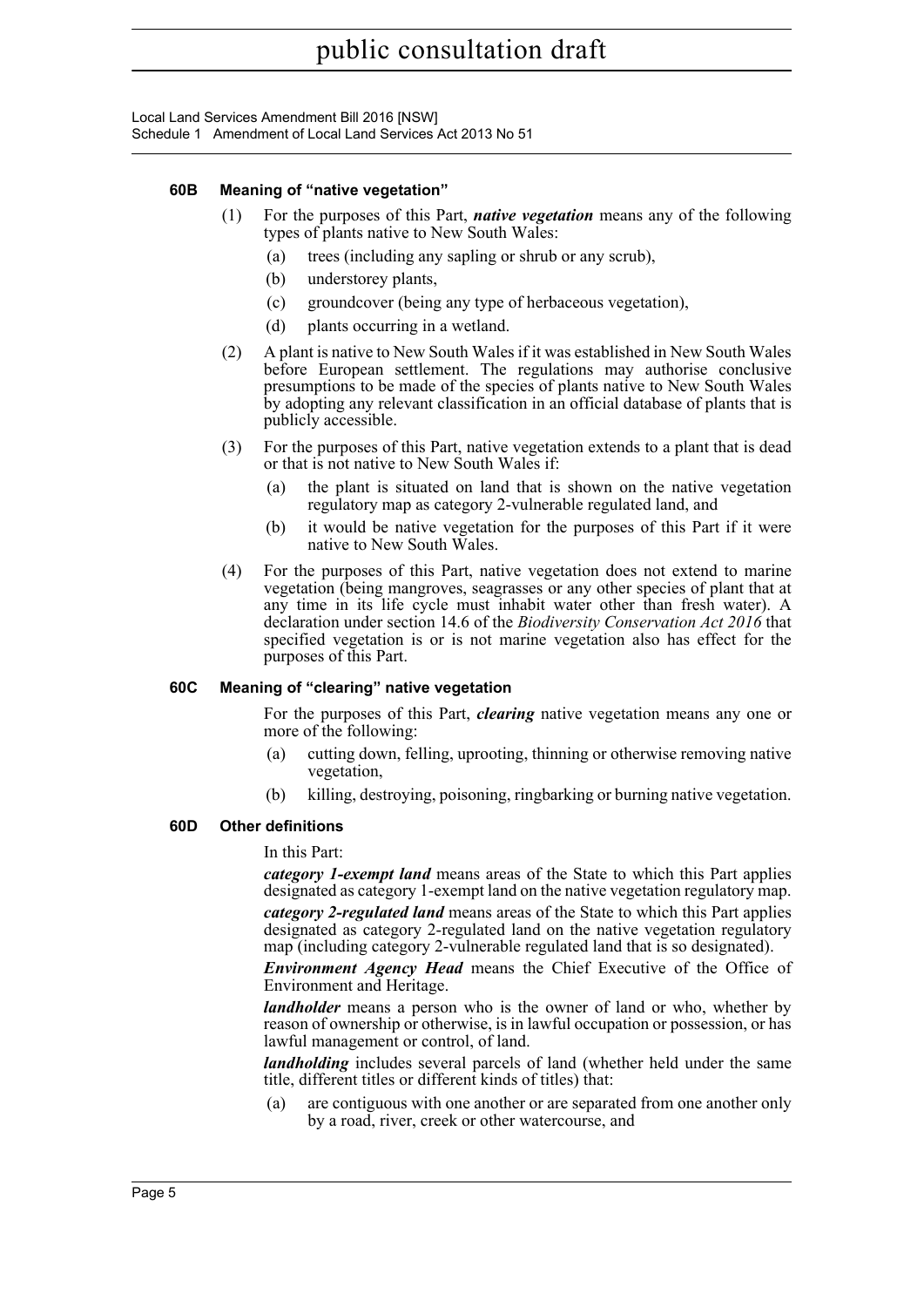### 60B Meaning of "native vegetation"

(1) For the purposes of this Part, ***native vegetation*** means any of the following types of plants native to New South Wales:

(a) trees (including any sapling or shrub or any scrub),

(b) understorey plants,

(c) groundcover (being any type of herbaceous vegetation),

(d) plants occurring in a wetland.

(2) A plant is native to New South Wales if it was established in New South Wales before European settlement. The regulations may authorise conclusive presumptions to be made of the species of plants native to New South Wales by adopting any relevant classification in an official database of plants that is publicly accessible.

(3) For the purposes of this Part, native vegetation extends to a plant that is dead or that is not native to New South Wales if:

(a) the plant is situated on land that is shown on the native vegetation regulatory map as category 2-vulnerable regulated land, and

(b) it would be native vegetation for the purposes of this Part if it were native to New South Wales.

(4) For the purposes of this Part, native vegetation does not extend to marine vegetation (being mangroves, seagrasses or any other species of plant that at any time in its life cycle must inhabit water other than fresh water). A declaration under section 14.6 of the *Biodiversity Conservation Act 2016* that specified vegetation is or is not marine vegetation also has effect for the purposes of this Part.

### 60C Meaning of "clearing" native vegetation

For the purposes of this Part, ***clearing*** native vegetation means any one or more of the following:

(a) cutting down, felling, uprooting, thinning or otherwise removing native vegetation,

(b) killing, destroying, poisoning, ringbarking or burning native vegetation.

### 60D Other definitions

In this Part:

***category 1-exempt land*** means areas of the State to which this Part applies designated as category 1-exempt land on the native vegetation regulatory map.

***category 2-regulated land*** means areas of the State to which this Part applies designated as category 2-regulated land on the native vegetation regulatory map (including category 2-vulnerable regulated land that is so designated).

***Environment Agency Head*** means the Chief Executive of the Office of Environment and Heritage.

***landholder*** means a person who is the owner of land or who, whether by reason of ownership or otherwise, is in lawful occupation or possession, or has lawful management or control, of land.

***landholding*** includes several parcels of land (whether held under the same title, different titles or different kinds of titles) that:

(a) are contiguous with one another or are separated from one another only by a road, river, creek or other watercourse, and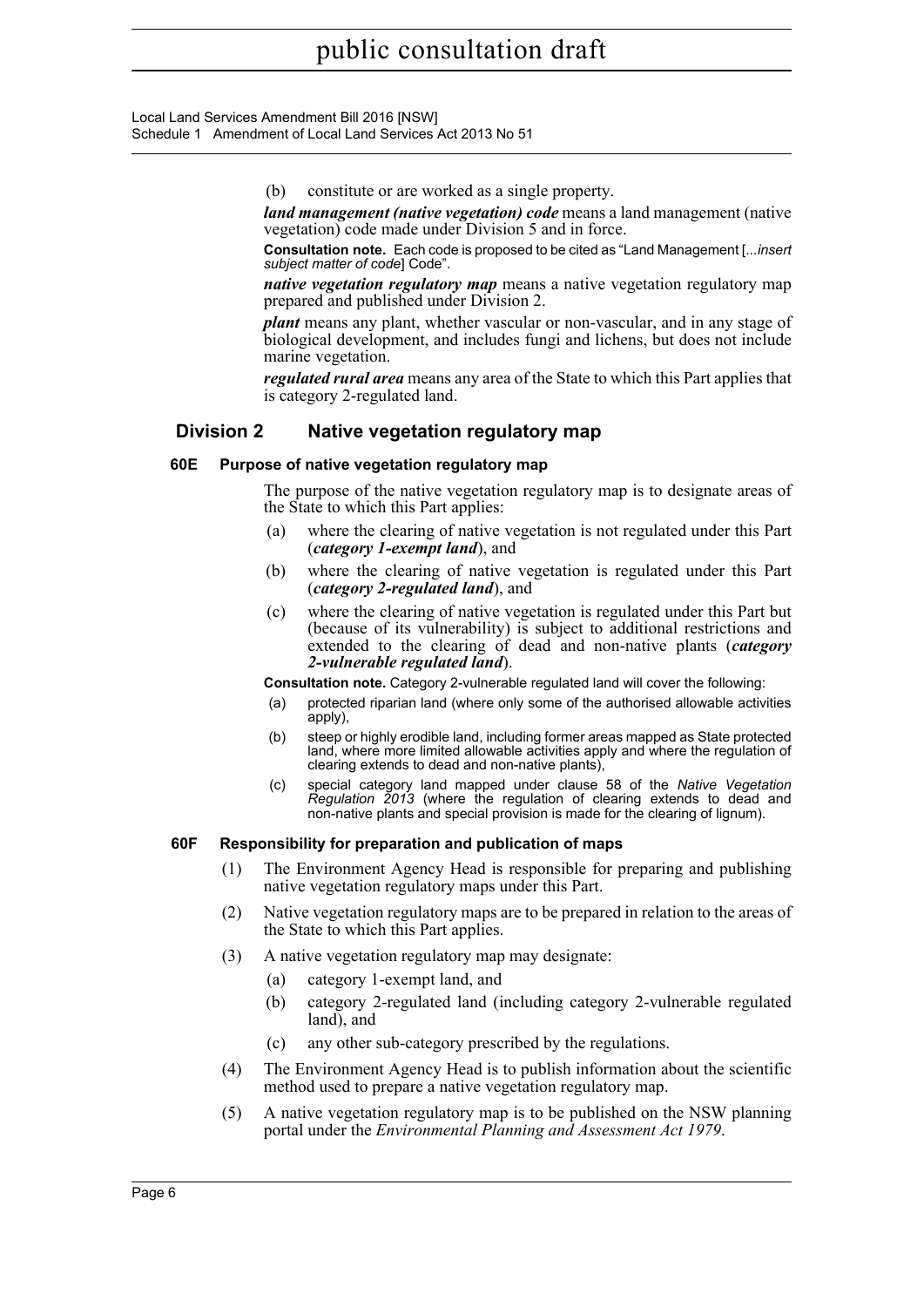(b) constitute or are worked as a single property.

***land management (native vegetation) code*** means a land management (native vegetation) code made under Division 5 and in force.

**Consultation note.** Each code is proposed to be cited as "Land Management [...*insert subject matter of code*] Code".

***native vegetation regulatory map*** means a native vegetation regulatory map prepared and published under Division 2.

***plant*** means any plant, whether vascular or non-vascular, and in any stage of biological development, and includes fungi and lichens, but does not include marine vegetation.

***regulated rural area*** means any area of the State to which this Part applies that is category 2-regulated land.

## Division 2 Native vegetation regulatory map

### 60E Purpose of native vegetation regulatory map

The purpose of the native vegetation regulatory map is to designate areas of the State to which this Part applies:

(a) where the clearing of native vegetation is not regulated under this Part (***category 1-exempt land***), and

(b) where the clearing of native vegetation is regulated under this Part (***category 2-regulated land***), and

(c) where the clearing of native vegetation is regulated under this Part but (because of its vulnerability) is subject to additional restrictions and extended to the clearing of dead and non-native plants (***category 2-vulnerable regulated land***).

**Consultation note.** Category 2-vulnerable regulated land will cover the following:

(a) protected riparian land (where only some of the authorised allowable activities apply),

(b) steep or highly erodible land, including former areas mapped as State protected land, where more limited allowable activities apply and where the regulation of clearing extends to dead and non-native plants),

(c) special category land mapped under clause 58 of the *Native Vegetation Regulation 2013* (where the regulation of clearing extends to dead and non-native plants and special provision is made for the clearing of lignum).

### 60F Responsibility for preparation and publication of maps

(1) The Environment Agency Head is responsible for preparing and publishing native vegetation regulatory maps under this Part.

(2) Native vegetation regulatory maps are to be prepared in relation to the areas of the State to which this Part applies.

(3) A native vegetation regulatory map may designate:

(a) category 1-exempt land, and

(b) category 2-regulated land (including category 2-vulnerable regulated land), and

(c) any other sub-category prescribed by the regulations.

(4) The Environment Agency Head is to publish information about the scientific method used to prepare a native vegetation regulatory map.

(5) A native vegetation regulatory map is to be published on the NSW planning portal under the *Environmental Planning and Assessment Act 1979*.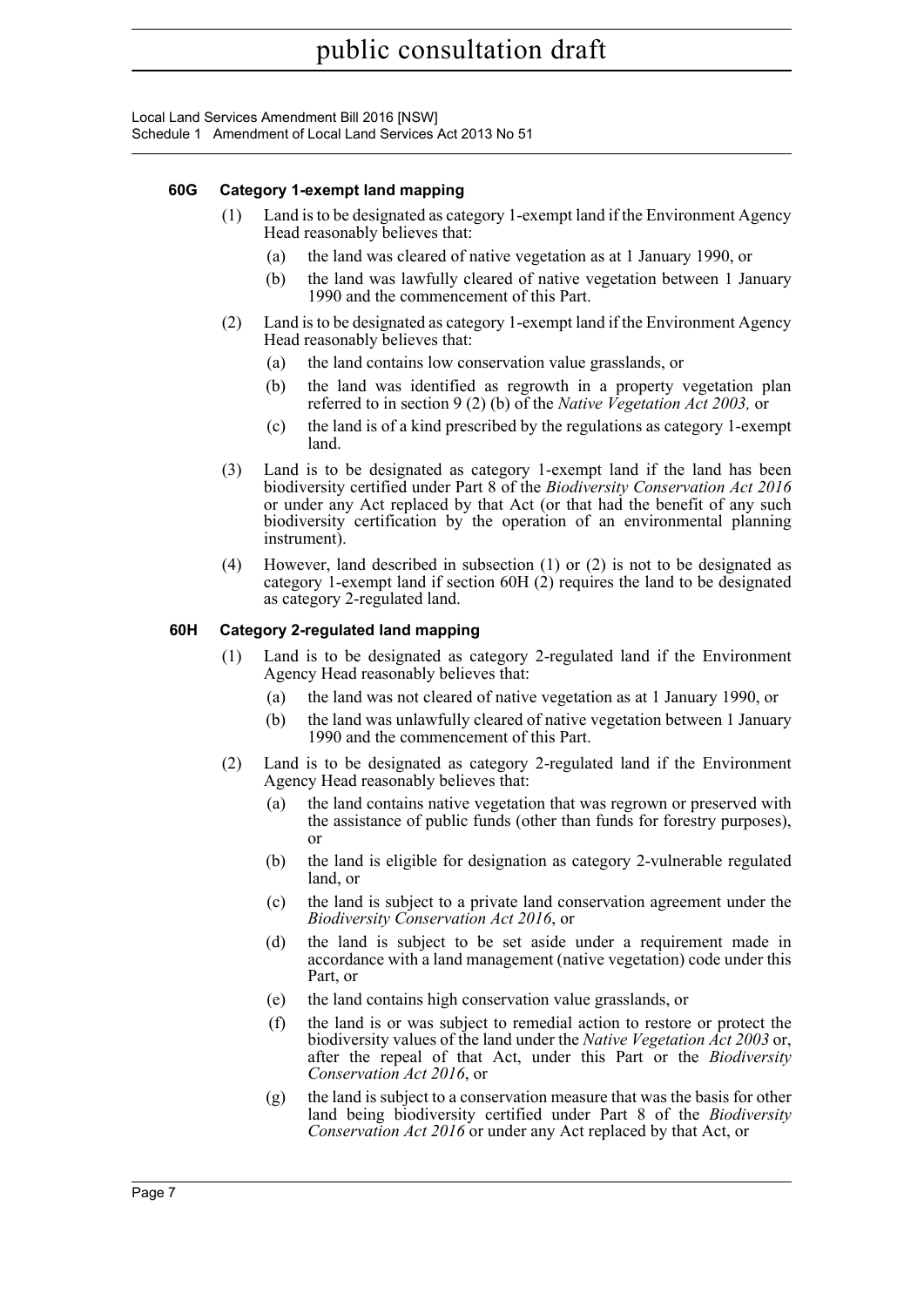### 60G Category 1-exempt land mapping

(1) Land is to be designated as category 1-exempt land if the Environment Agency Head reasonably believes that:

- (a) the land was cleared of native vegetation as at 1 January 1990, or
- (b) the land was lawfully cleared of native vegetation between 1 January 1990 and the commencement of this Part.

(2) Land is to be designated as category 1-exempt land if the Environment Agency Head reasonably believes that:

- (a) the land contains low conservation value grasslands, or
- (b) the land was identified as regrowth in a property vegetation plan referred to in section 9 (2) (b) of the *Native Vegetation Act 2003,* or
- (c) the land is of a kind prescribed by the regulations as category 1-exempt land.

(3) Land is to be designated as category 1-exempt land if the land has been biodiversity certified under Part 8 of the *Biodiversity Conservation Act 2016* or under any Act replaced by that Act (or that had the benefit of any such biodiversity certification by the operation of an environmental planning instrument).

(4) However, land described in subsection (1) or (2) is not to be designated as category 1-exempt land if section 60H (2) requires the land to be designated as category 2-regulated land.

### 60H Category 2-regulated land mapping

(1) Land is to be designated as category 2-regulated land if the Environment Agency Head reasonably believes that:

- (a) the land was not cleared of native vegetation as at 1 January 1990, or
- (b) the land was unlawfully cleared of native vegetation between 1 January 1990 and the commencement of this Part.

(2) Land is to be designated as category 2-regulated land if the Environment Agency Head reasonably believes that:

- (a) the land contains native vegetation that was regrown or preserved with the assistance of public funds (other than funds for forestry purposes), or
- (b) the land is eligible for designation as category 2-vulnerable regulated land, or
- (c) the land is subject to a private land conservation agreement under the *Biodiversity Conservation Act 2016*, or
- (d) the land is subject to be set aside under a requirement made in accordance with a land management (native vegetation) code under this Part, or
- (e) the land contains high conservation value grasslands, or
- (f) the land is or was subject to remedial action to restore or protect the biodiversity values of the land under the *Native Vegetation Act 2003* or, after the repeal of that Act, under this Part or the *Biodiversity Conservation Act 2016*, or
- (g) the land is subject to a conservation measure that was the basis for other land being biodiversity certified under Part 8 of the *Biodiversity Conservation Act 2016* or under any Act replaced by that Act, or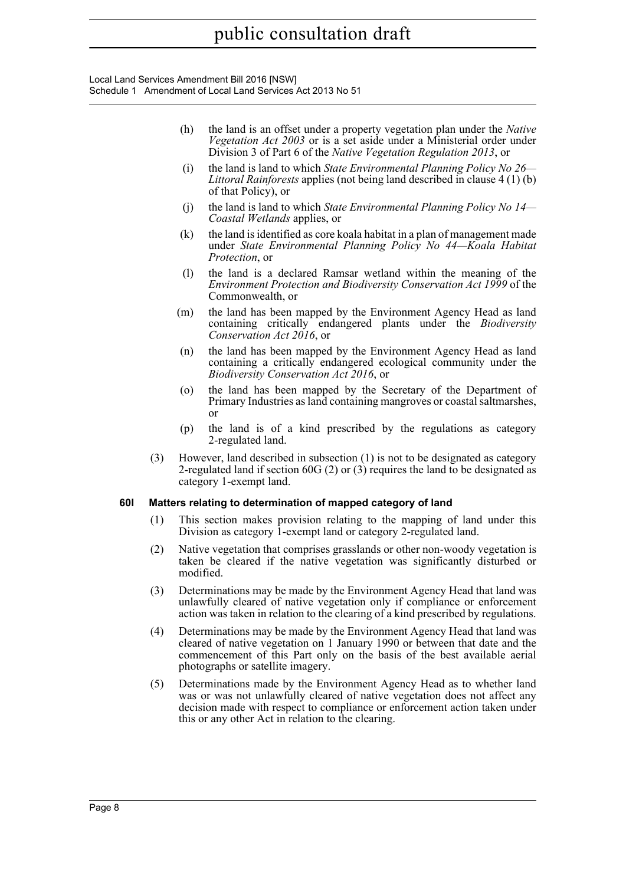(h) the land is an offset under a property vegetation plan under the *Native Vegetation Act 2003* or is a set aside under a Ministerial order under Division 3 of Part 6 of the *Native Vegetation Regulation 2013*, or

(i) the land is land to which *State Environmental Planning Policy No 26—Littoral Rainforests* applies (not being land described in clause 4 (1) (b) of that Policy), or

(j) the land is land to which *State Environmental Planning Policy No 14—Coastal Wetlands* applies, or

(k) the land is identified as core koala habitat in a plan of management made under *State Environmental Planning Policy No 44—Koala Habitat Protection*, or

(l) the land is a declared Ramsar wetland within the meaning of the *Environment Protection and Biodiversity Conservation Act 1999* of the Commonwealth, or

(m) the land has been mapped by the Environment Agency Head as land containing critically endangered plants under the *Biodiversity Conservation Act 2016*, or

(n) the land has been mapped by the Environment Agency Head as land containing a critically endangered ecological community under the *Biodiversity Conservation Act 2016*, or

(o) the land has been mapped by the Secretary of the Department of Primary Industries as land containing mangroves or coastal saltmarshes, or

(p) the land is of a kind prescribed by the regulations as category 2-regulated land.

(3) However, land described in subsection (1) is not to be designated as category 2-regulated land if section 60G (2) or (3) requires the land to be designated as category 1-exempt land.

**60I Matters relating to determination of mapped category of land**

(1) This section makes provision relating to the mapping of land under this Division as category 1-exempt land or category 2-regulated land.

(2) Native vegetation that comprises grasslands or other non-woody vegetation is taken be cleared if the native vegetation was significantly disturbed or modified.

(3) Determinations may be made by the Environment Agency Head that land was unlawfully cleared of native vegetation only if compliance or enforcement action was taken in relation to the clearing of a kind prescribed by regulations.

(4) Determinations may be made by the Environment Agency Head that land was cleared of native vegetation on 1 January 1990 or between that date and the commencement of this Part only on the basis of the best available aerial photographs or satellite imagery.

(5) Determinations made by the Environment Agency Head as to whether land was or was not unlawfully cleared of native vegetation does not affect any decision made with respect to compliance or enforcement action taken under this or any other Act in relation to the clearing.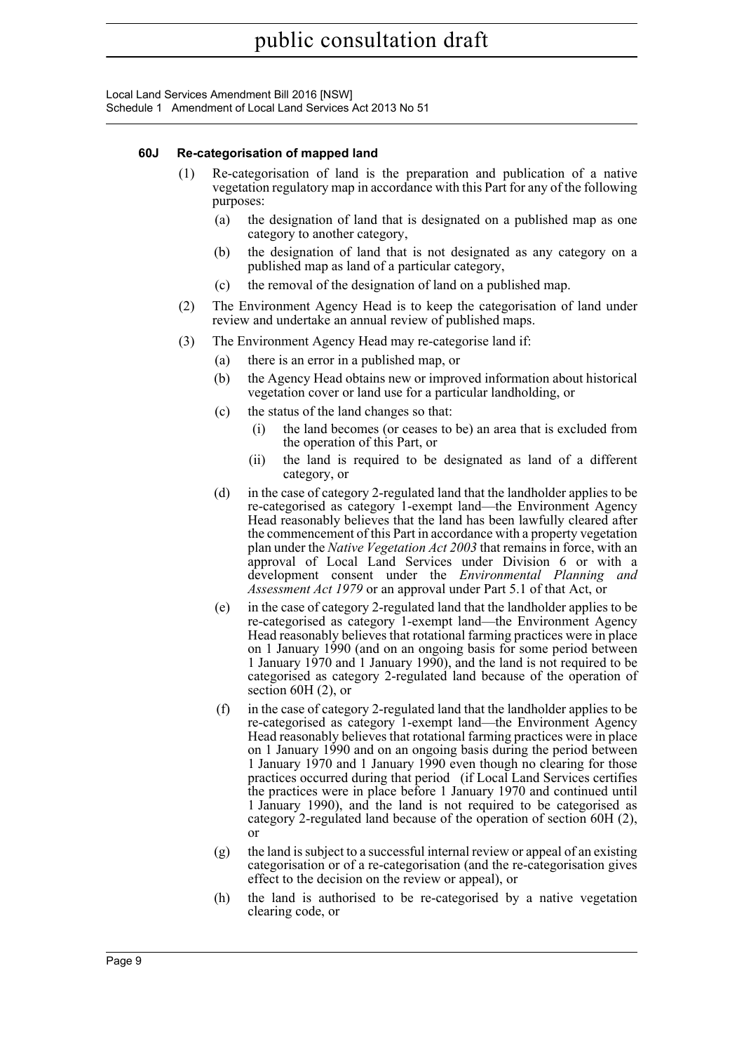#### 60J Re-categorisation of mapped land

(1) Re-categorisation of land is the preparation and publication of a native vegetation regulatory map in accordance with this Part for any of the following purposes:

- (a) the designation of land that is designated on a published map as one category to another category,
- (b) the designation of land that is not designated as any category on a published map as land of a particular category,
- (c) the removal of the designation of land on a published map.

(2) The Environment Agency Head is to keep the categorisation of land under review and undertake an annual review of published maps.

(3) The Environment Agency Head may re-categorise land if:

- (a) there is an error in a published map, or
- (b) the Agency Head obtains new or improved information about historical vegetation cover or land use for a particular landholding, or
- (c) the status of the land changes so that:
  - (i) the land becomes (or ceases to be) an area that is excluded from the operation of this Part, or
  - (ii) the land is required to be designated as land of a different category, or
- (d) in the case of category 2-regulated land that the landholder applies to be re-categorised as category 1-exempt land—the Environment Agency Head reasonably believes that the land has been lawfully cleared after the commencement of this Part in accordance with a property vegetation plan under the *Native Vegetation Act 2003* that remains in force, with an approval of Local Land Services under Division 6 or with a development consent under the *Environmental Planning and Assessment Act 1979* or an approval under Part 5.1 of that Act, or
- (e) in the case of category 2-regulated land that the landholder applies to be re-categorised as category 1-exempt land—the Environment Agency Head reasonably believes that rotational farming practices were in place on 1 January 1990 (and on an ongoing basis for some period between 1 January 1970 and 1 January 1990), and the land is not required to be categorised as category 2-regulated land because of the operation of section 60H (2), or
- (f) in the case of category 2-regulated land that the landholder applies to be re-categorised as category 1-exempt land—the Environment Agency Head reasonably believes that rotational farming practices were in place on 1 January 1990 and on an ongoing basis during the period between 1 January 1970 and 1 January 1990 even though no clearing for those practices occurred during that period (if Local Land Services certifies the practices were in place before 1 January 1970 and continued until 1 January 1990), and the land is not required to be categorised as category 2-regulated land because of the operation of section 60H (2), or
- (g) the land is subject to a successful internal review or appeal of an existing categorisation or of a re-categorisation (and the re-categorisation gives effect to the decision on the review or appeal), or
- (h) the land is authorised to be re-categorised by a native vegetation clearing code, or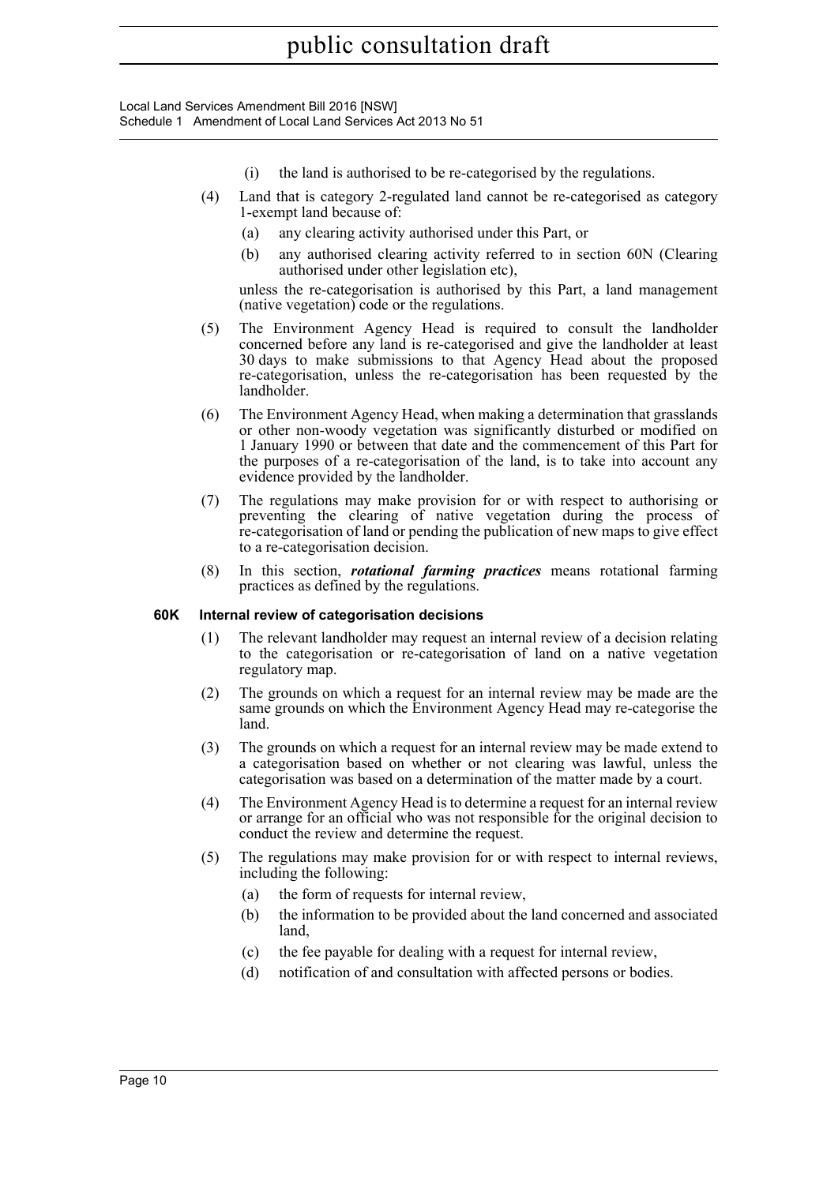(i) the land is authorised to be re-categorised by the regulations.

(4) Land that is category 2-regulated land cannot be re-categorised as category 1-exempt land because of:

(a) any clearing activity authorised under this Part, or

(b) any authorised clearing activity referred to in section 60N (Clearing authorised under other legislation etc),

unless the re-categorisation is authorised by this Part, a land management (native vegetation) code or the regulations.

(5) The Environment Agency Head is required to consult the landholder concerned before any land is re-categorised and give the landholder at least 30 days to make submissions to that Agency Head about the proposed re-categorisation, unless the re-categorisation has been requested by the landholder.

(6) The Environment Agency Head, when making a determination that grasslands or other non-woody vegetation was significantly disturbed or modified on 1 January 1990 or between that date and the commencement of this Part for the purposes of a re-categorisation of the land, is to take into account any evidence provided by the landholder.

(7) The regulations may make provision for or with respect to authorising or preventing the clearing of native vegetation during the process of re-categorisation of land or pending the publication of new maps to give effect to a re-categorisation decision.

(8) In this section, ***rotational farming practices*** means rotational farming practices as defined by the regulations.

**60K Internal review of categorisation decisions**

(1) The relevant landholder may request an internal review of a decision relating to the categorisation or re-categorisation of land on a native vegetation regulatory map.

(2) The grounds on which a request for an internal review may be made are the same grounds on which the Environment Agency Head may re-categorise the land.

(3) The grounds on which a request for an internal review may be made extend to a categorisation based on whether or not clearing was lawful, unless the categorisation was based on a determination of the matter made by a court.

(4) The Environment Agency Head is to determine a request for an internal review or arrange for an official who was not responsible for the original decision to conduct the review and determine the request.

(5) The regulations may make provision for or with respect to internal reviews, including the following:

(a) the form of requests for internal review,

(b) the information to be provided about the land concerned and associated land,

(c) the fee payable for dealing with a request for internal review,

(d) notification of and consultation with affected persons or bodies.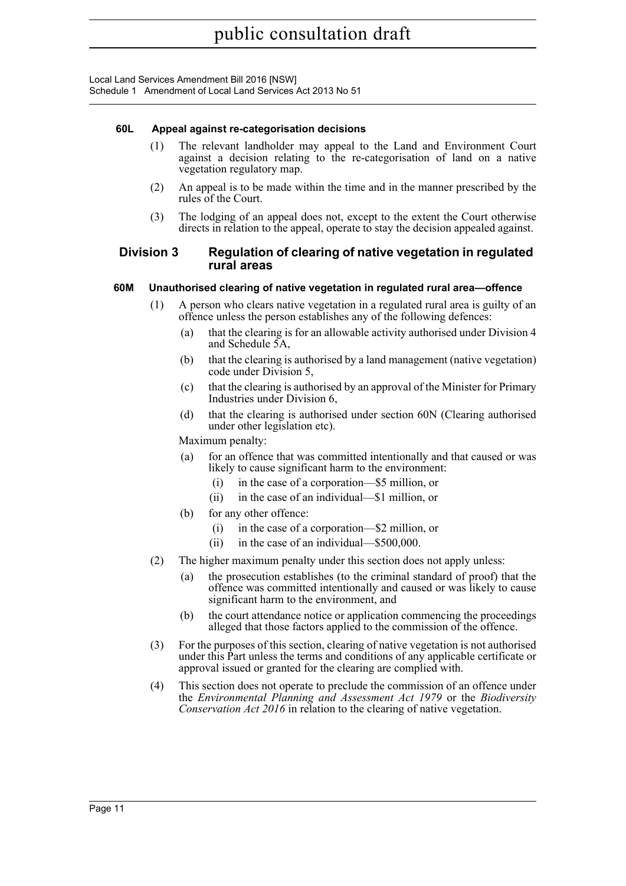**60L Appeal against re-categorisation decisions**

(1) The relevant landholder may appeal to the Land and Environment Court against a decision relating to the re-categorisation of land on a native vegetation regulatory map.

(2) An appeal is to be made within the time and in the manner prescribed by the rules of the Court.

(3) The lodging of an appeal does not, except to the extent the Court otherwise directs in relation to the appeal, operate to stay the decision appealed against.

## Division 3 Regulation of clearing of native vegetation in regulated rural areas

**60M Unauthorised clearing of native vegetation in regulated rural area—offence**

(1) A person who clears native vegetation in a regulated rural area is guilty of an offence unless the person establishes any of the following defences:

(a) that the clearing is for an allowable activity authorised under Division 4 and Schedule 5A,

(b) that the clearing is authorised by a land management (native vegetation) code under Division 5,

(c) that the clearing is authorised by an approval of the Minister for Primary Industries under Division 6,

(d) that the clearing is authorised under section 60N (Clearing authorised under other legislation etc).

Maximum penalty:

(a) for an offence that was committed intentionally and that caused or was likely to cause significant harm to the environment:

(i) in the case of a corporation—$5 million, or

(ii) in the case of an individual—$1 million, or

(b) for any other offence:

(i) in the case of a corporation—$2 million, or

(ii) in the case of an individual—$500,000.

(2) The higher maximum penalty under this section does not apply unless:

(a) the prosecution establishes (to the criminal standard of proof) that the offence was committed intentionally and caused or was likely to cause significant harm to the environment, and

(b) the court attendance notice or application commencing the proceedings alleged that those factors applied to the commission of the offence.

(3) For the purposes of this section, clearing of native vegetation is not authorised under this Part unless the terms and conditions of any applicable certificate or approval issued or granted for the clearing are complied with.

(4) This section does not operate to preclude the commission of an offence under the *Environmental Planning and Assessment Act 1979* or the *Biodiversity Conservation Act 2016* in relation to the clearing of native vegetation.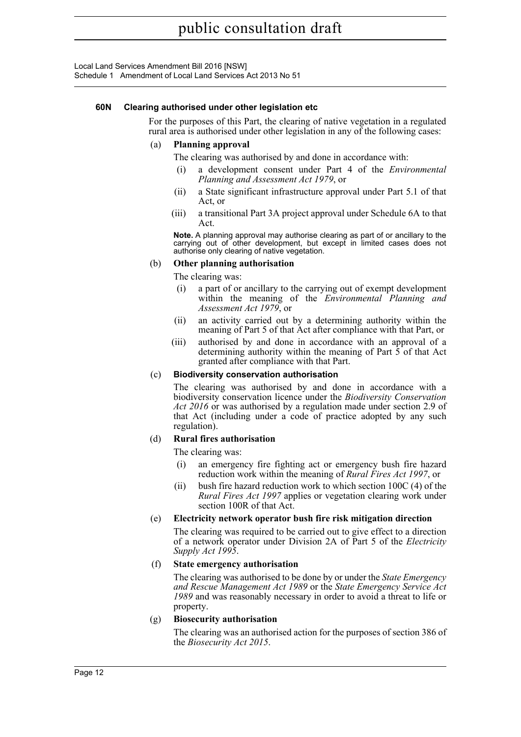### 60N Clearing authorised under other legislation etc

For the purposes of this Part, the clearing of native vegetation in a regulated rural area is authorised under other legislation in any of the following cases:

(a) **Planning approval**

The clearing was authorised by and done in accordance with:

- (i) a development consent under Part 4 of the *Environmental Planning and Assessment Act 1979*, or
- (ii) a State significant infrastructure approval under Part 5.1 of that Act, or
- (iii) a transitional Part 3A project approval under Schedule 6A to that Act.

**Note.** A planning approval may authorise clearing as part of or ancillary to the carrying out of other development, but except in limited cases does not authorise only clearing of native vegetation.

(b) **Other planning authorisation**

The clearing was:

- (i) a part of or ancillary to the carrying out of exempt development within the meaning of the *Environmental Planning and Assessment Act 1979*, or
- (ii) an activity carried out by a determining authority within the meaning of Part 5 of that Act after compliance with that Part, or
- (iii) authorised by and done in accordance with an approval of a determining authority within the meaning of Part 5 of that Act granted after compliance with that Part.

(c) **Biodiversity conservation authorisation**

The clearing was authorised by and done in accordance with a biodiversity conservation licence under the *Biodiversity Conservation Act 2016* or was authorised by a regulation made under section 2.9 of that Act (including under a code of practice adopted by any such regulation).

(d) **Rural fires authorisation**

The clearing was:

- (i) an emergency fire fighting act or emergency bush fire hazard reduction work within the meaning of *Rural Fires Act 1997*, or
- (ii) bush fire hazard reduction work to which section 100C (4) of the *Rural Fires Act 1997* applies or vegetation clearing work under section 100R of that Act.

(e) **Electricity network operator bush fire risk mitigation direction**

The clearing was required to be carried out to give effect to a direction of a network operator under Division 2A of Part 5 of the *Electricity Supply Act 1995*.

(f) **State emergency authorisation**

The clearing was authorised to be done by or under the *State Emergency and Rescue Management Act 1989* or the *State Emergency Service Act 1989* and was reasonably necessary in order to avoid a threat to life or property.

(g) **Biosecurity authorisation**

The clearing was an authorised action for the purposes of section 386 of the *Biosecurity Act 2015*.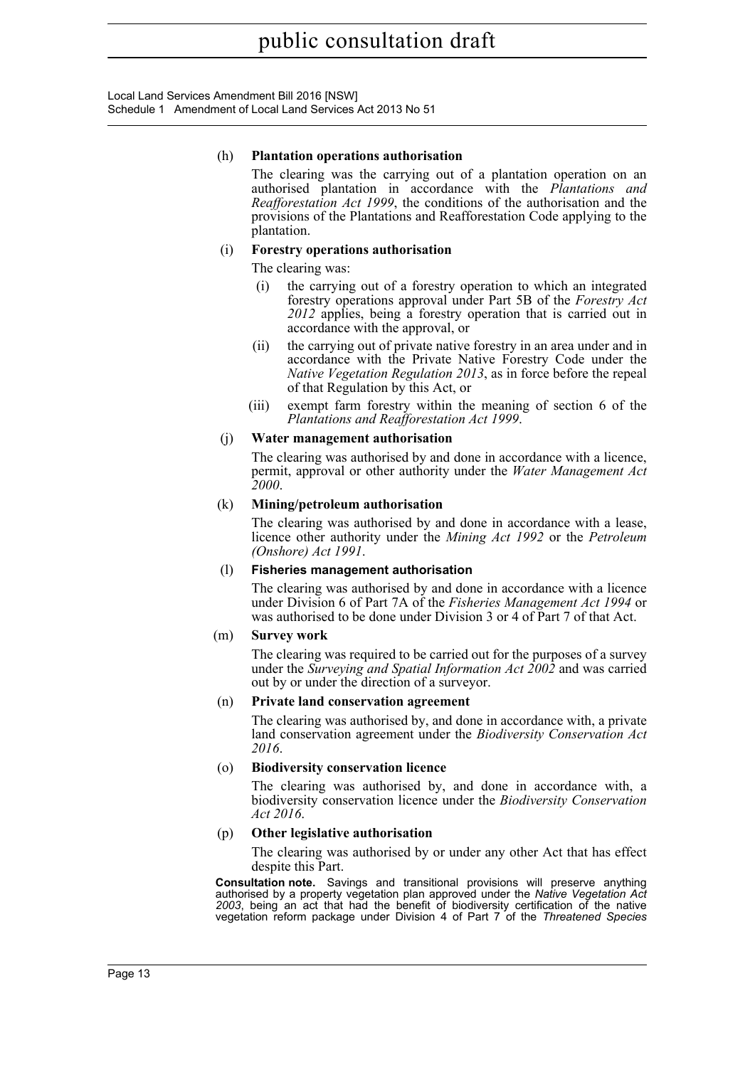(h) **Plantation operations authorisation**

The clearing was the carrying out of a plantation operation on an authorised plantation in accordance with the *Plantations and Reafforestation Act 1999*, the conditions of the authorisation and the provisions of the Plantations and Reafforestation Code applying to the plantation.

(i) **Forestry operations authorisation**

The clearing was:

(i) the carrying out of a forestry operation to which an integrated forestry operations approval under Part 5B of the *Forestry Act 2012* applies, being a forestry operation that is carried out in accordance with the approval, or

(ii) the carrying out of private native forestry in an area under and in accordance with the Private Native Forestry Code under the *Native Vegetation Regulation 2013*, as in force before the repeal of that Regulation by this Act, or

(iii) exempt farm forestry within the meaning of section 6 of the *Plantations and Reafforestation Act 1999*.

(j) **Water management authorisation**

The clearing was authorised by and done in accordance with a licence, permit, approval or other authority under the *Water Management Act 2000*.

(k) **Mining/petroleum authorisation**

The clearing was authorised by and done in accordance with a lease, licence other authority under the *Mining Act 1992* or the *Petroleum (Onshore) Act 1991*.

(l) **Fisheries management authorisation**

The clearing was authorised by and done in accordance with a licence under Division 6 of Part 7A of the *Fisheries Management Act 1994* or was authorised to be done under Division 3 or 4 of Part 7 of that Act.

(m) **Survey work**

The clearing was required to be carried out for the purposes of a survey under the *Surveying and Spatial Information Act 2002* and was carried out by or under the direction of a surveyor.

(n) **Private land conservation agreement**

The clearing was authorised by, and done in accordance with, a private land conservation agreement under the *Biodiversity Conservation Act 2016*.

(o) **Biodiversity conservation licence**

The clearing was authorised by, and done in accordance with, a biodiversity conservation licence under the *Biodiversity Conservation Act 2016*.

(p) **Other legislative authorisation**

The clearing was authorised by or under any other Act that has effect despite this Part.

**Consultation note.** Savings and transitional provisions will preserve anything authorised by a property vegetation plan approved under the *Native Vegetation Act 2003*, being an act that had the benefit of biodiversity certification of the native vegetation reform package under Division 4 of Part 7 of the *Threatened Species*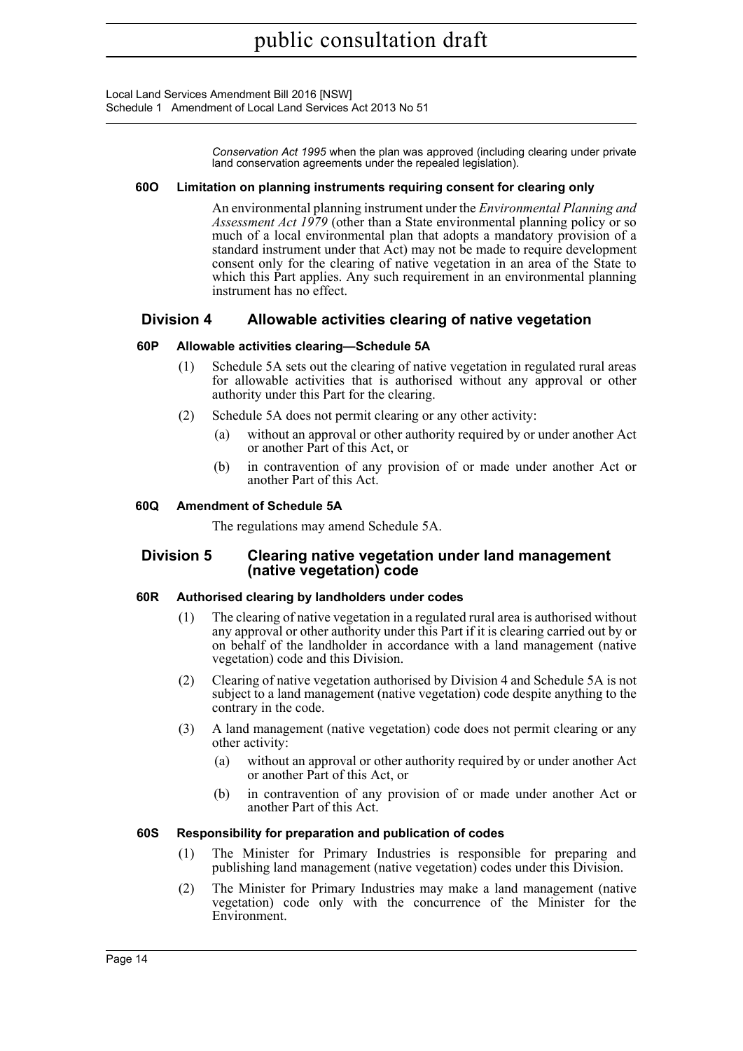*Conservation Act 1995* when the plan was approved (including clearing under private land conservation agreements under the repealed legislation).

#### 60O Limitation on planning instruments requiring consent for clearing only

An environmental planning instrument under the *Environmental Planning and Assessment Act 1979* (other than a State environmental planning policy or so much of a local environmental plan that adopts a mandatory provision of a standard instrument under that Act) may not be made to require development consent only for the clearing of native vegetation in an area of the State to which this Part applies. Any such requirement in an environmental planning instrument has no effect.

### Division 4 Allowable activities clearing of native vegetation

#### 60P Allowable activities clearing—Schedule 5A

(1) Schedule 5A sets out the clearing of native vegetation in regulated rural areas for allowable activities that is authorised without any approval or other authority under this Part for the clearing.

(2) Schedule 5A does not permit clearing or any other activity:

- (a) without an approval or other authority required by or under another Act or another Part of this Act, or
- (b) in contravention of any provision of or made under another Act or another Part of this Act.

#### 60Q Amendment of Schedule 5A

The regulations may amend Schedule 5A.

### Division 5 Clearing native vegetation under land management (native vegetation) code

#### 60R Authorised clearing by landholders under codes

(1) The clearing of native vegetation in a regulated rural area is authorised without any approval or other authority under this Part if it is clearing carried out by or on behalf of the landholder in accordance with a land management (native vegetation) code and this Division.

(2) Clearing of native vegetation authorised by Division 4 and Schedule 5A is not subject to a land management (native vegetation) code despite anything to the contrary in the code.

(3) A land management (native vegetation) code does not permit clearing or any other activity:

- (a) without an approval or other authority required by or under another Act or another Part of this Act, or
- (b) in contravention of any provision of or made under another Act or another Part of this Act.

#### 60S Responsibility for preparation and publication of codes

(1) The Minister for Primary Industries is responsible for preparing and publishing land management (native vegetation) codes under this Division.

(2) The Minister for Primary Industries may make a land management (native vegetation) code only with the concurrence of the Minister for the Environment.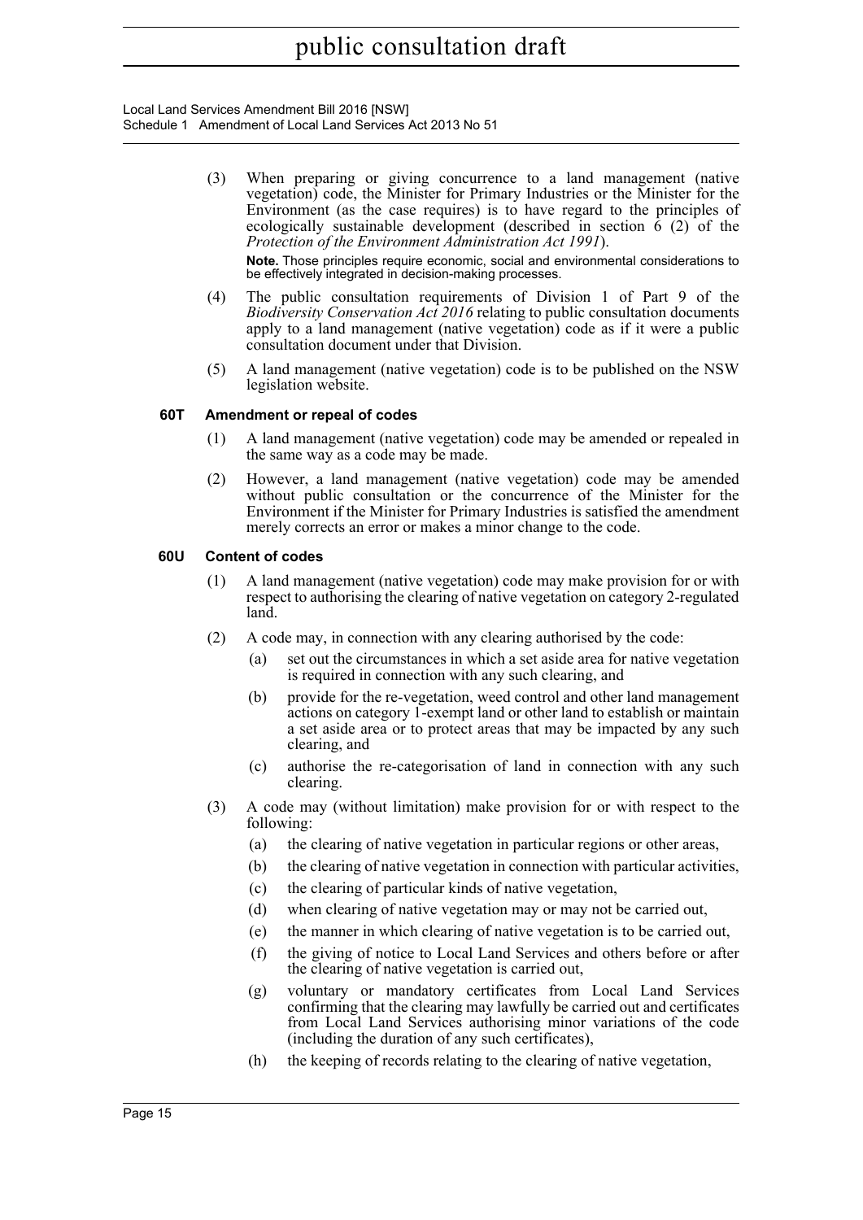(3) When preparing or giving concurrence to a land management (native vegetation) code, the Minister for Primary Industries or the Minister for the Environment (as the case requires) is to have regard to the principles of ecologically sustainable development (described in section 6 (2) of the *Protection of the Environment Administration Act 1991*).

**Note.** Those principles require economic, social and environmental considerations to be effectively integrated in decision-making processes.

(4) The public consultation requirements of Division 1 of Part 9 of the *Biodiversity Conservation Act 2016* relating to public consultation documents apply to a land management (native vegetation) code as if it were a public consultation document under that Division.

(5) A land management (native vegetation) code is to be published on the NSW legislation website.

#### 60T Amendment or repeal of codes

(1) A land management (native vegetation) code may be amended or repealed in the same way as a code may be made.

(2) However, a land management (native vegetation) code may be amended without public consultation or the concurrence of the Minister for the Environment if the Minister for Primary Industries is satisfied the amendment merely corrects an error or makes a minor change to the code.

#### 60U Content of codes

(1) A land management (native vegetation) code may make provision for or with respect to authorising the clearing of native vegetation on category 2-regulated land.

(2) A code may, in connection with any clearing authorised by the code:

- (a) set out the circumstances in which a set aside area for native vegetation is required in connection with any such clearing, and
- (b) provide for the re-vegetation, weed control and other land management actions on category 1-exempt land or other land to establish or maintain a set aside area or to protect areas that may be impacted by any such clearing, and
- (c) authorise the re-categorisation of land in connection with any such clearing.

(3) A code may (without limitation) make provision for or with respect to the following:

- (a) the clearing of native vegetation in particular regions or other areas,
- (b) the clearing of native vegetation in connection with particular activities,
- (c) the clearing of particular kinds of native vegetation,
- (d) when clearing of native vegetation may or may not be carried out,
- (e) the manner in which clearing of native vegetation is to be carried out,
- (f) the giving of notice to Local Land Services and others before or after the clearing of native vegetation is carried out,
- (g) voluntary or mandatory certificates from Local Land Services confirming that the clearing may lawfully be carried out and certificates from Local Land Services authorising minor variations of the code (including the duration of any such certificates),
- (h) the keeping of records relating to the clearing of native vegetation,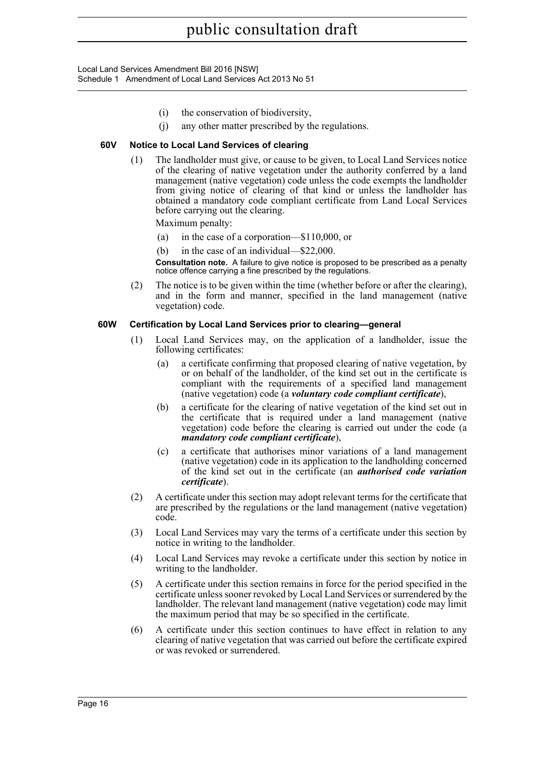(i) the conservation of biodiversity,

(j) any other matter prescribed by the regulations.

### 60V Notice to Local Land Services of clearing

(1) The landholder must give, or cause to be given, to Local Land Services notice of the clearing of native vegetation under the authority conferred by a land management (native vegetation) code unless the code exempts the landholder from giving notice of clearing of that kind or unless the landholder has obtained a mandatory code compliant certificate from Land Local Services before carrying out the clearing.

Maximum penalty:

(a) in the case of a corporation—$110,000, or

(b) in the case of an individual—$22,000.

**Consultation note.** A failure to give notice is proposed to be prescribed as a penalty notice offence carrying a fine prescribed by the regulations.

(2) The notice is to be given within the time (whether before or after the clearing), and in the form and manner, specified in the land management (native vegetation) code.

### 60W Certification by Local Land Services prior to clearing—general

(1) Local Land Services may, on the application of a landholder, issue the following certificates:

(a) a certificate confirming that proposed clearing of native vegetation, by or on behalf of the landholder, of the kind set out in the certificate is compliant with the requirements of a specified land management (native vegetation) code (a ***voluntary code compliant certificate***),

(b) a certificate for the clearing of native vegetation of the kind set out in the certificate that is required under a land management (native vegetation) code before the clearing is carried out under the code (a ***mandatory code compliant certificate***),

(c) a certificate that authorises minor variations of a land management (native vegetation) code in its application to the landholding concerned of the kind set out in the certificate (an ***authorised code variation certificate***).

(2) A certificate under this section may adopt relevant terms for the certificate that are prescribed by the regulations or the land management (native vegetation) code.

(3) Local Land Services may vary the terms of a certificate under this section by notice in writing to the landholder.

(4) Local Land Services may revoke a certificate under this section by notice in writing to the landholder.

(5) A certificate under this section remains in force for the period specified in the certificate unless sooner revoked by Local Land Services or surrendered by the landholder. The relevant land management (native vegetation) code may limit the maximum period that may be so specified in the certificate.

(6) A certificate under this section continues to have effect in relation to any clearing of native vegetation that was carried out before the certificate expired or was revoked or surrendered.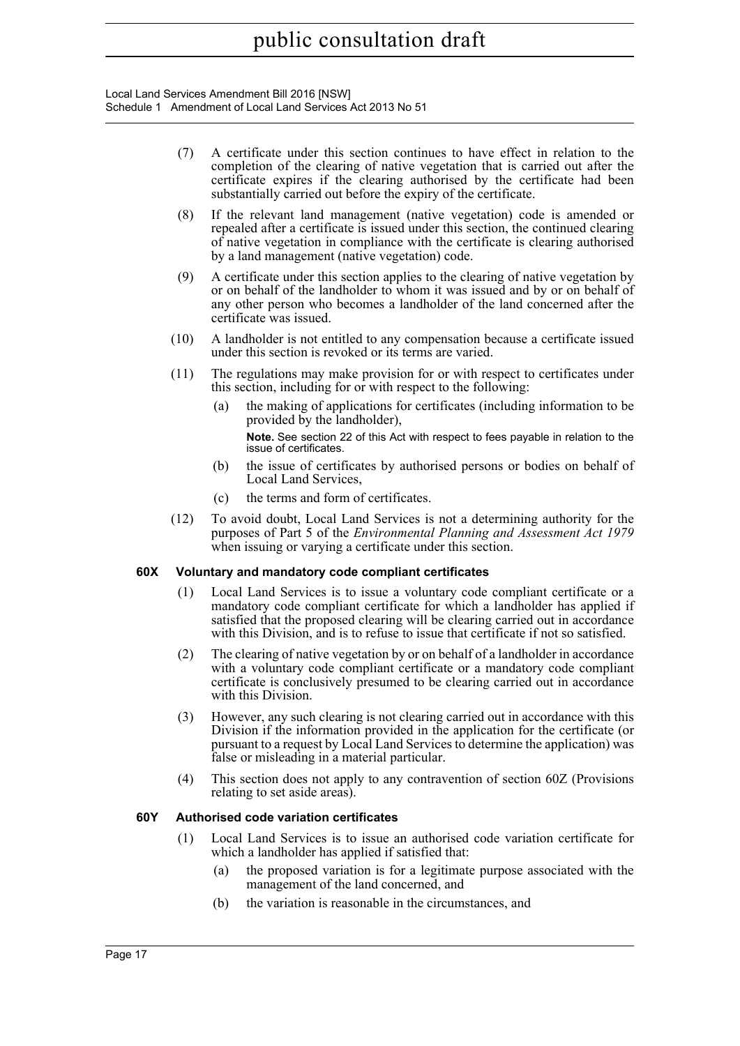(7) A certificate under this section continues to have effect in relation to the completion of the clearing of native vegetation that is carried out after the certificate expires if the clearing authorised by the certificate had been substantially carried out before the expiry of the certificate.

(8) If the relevant land management (native vegetation) code is amended or repealed after a certificate is issued under this section, the continued clearing of native vegetation in compliance with the certificate is clearing authorised by a land management (native vegetation) code.

(9) A certificate under this section applies to the clearing of native vegetation by or on behalf of the landholder to whom it was issued and by or on behalf of any other person who becomes a landholder of the land concerned after the certificate was issued.

(10) A landholder is not entitled to any compensation because a certificate issued under this section is revoked or its terms are varied.

(11) The regulations may make provision for or with respect to certificates under this section, including for or with respect to the following:

- (a) the making of applications for certificates (including information to be provided by the landholder),

  **Note.** See section 22 of this Act with respect to fees payable in relation to the issue of certificates.

- (b) the issue of certificates by authorised persons or bodies on behalf of Local Land Services,
- (c) the terms and form of certificates.

(12) To avoid doubt, Local Land Services is not a determining authority for the purposes of Part 5 of the *Environmental Planning and Assessment Act 1979* when issuing or varying a certificate under this section.

### 60X Voluntary and mandatory code compliant certificates

(1) Local Land Services is to issue a voluntary code compliant certificate or a mandatory code compliant certificate for which a landholder has applied if satisfied that the proposed clearing will be clearing carried out in accordance with this Division, and is to refuse to issue that certificate if not so satisfied.

(2) The clearing of native vegetation by or on behalf of a landholder in accordance with a voluntary code compliant certificate or a mandatory code compliant certificate is conclusively presumed to be clearing carried out in accordance with this Division.

(3) However, any such clearing is not clearing carried out in accordance with this Division if the information provided in the application for the certificate (or pursuant to a request by Local Land Services to determine the application) was false or misleading in a material particular.

(4) This section does not apply to any contravention of section 60Z (Provisions relating to set aside areas).

### 60Y Authorised code variation certificates

(1) Local Land Services is to issue an authorised code variation certificate for which a landholder has applied if satisfied that:

- (a) the proposed variation is for a legitimate purpose associated with the management of the land concerned, and
- (b) the variation is reasonable in the circumstances, and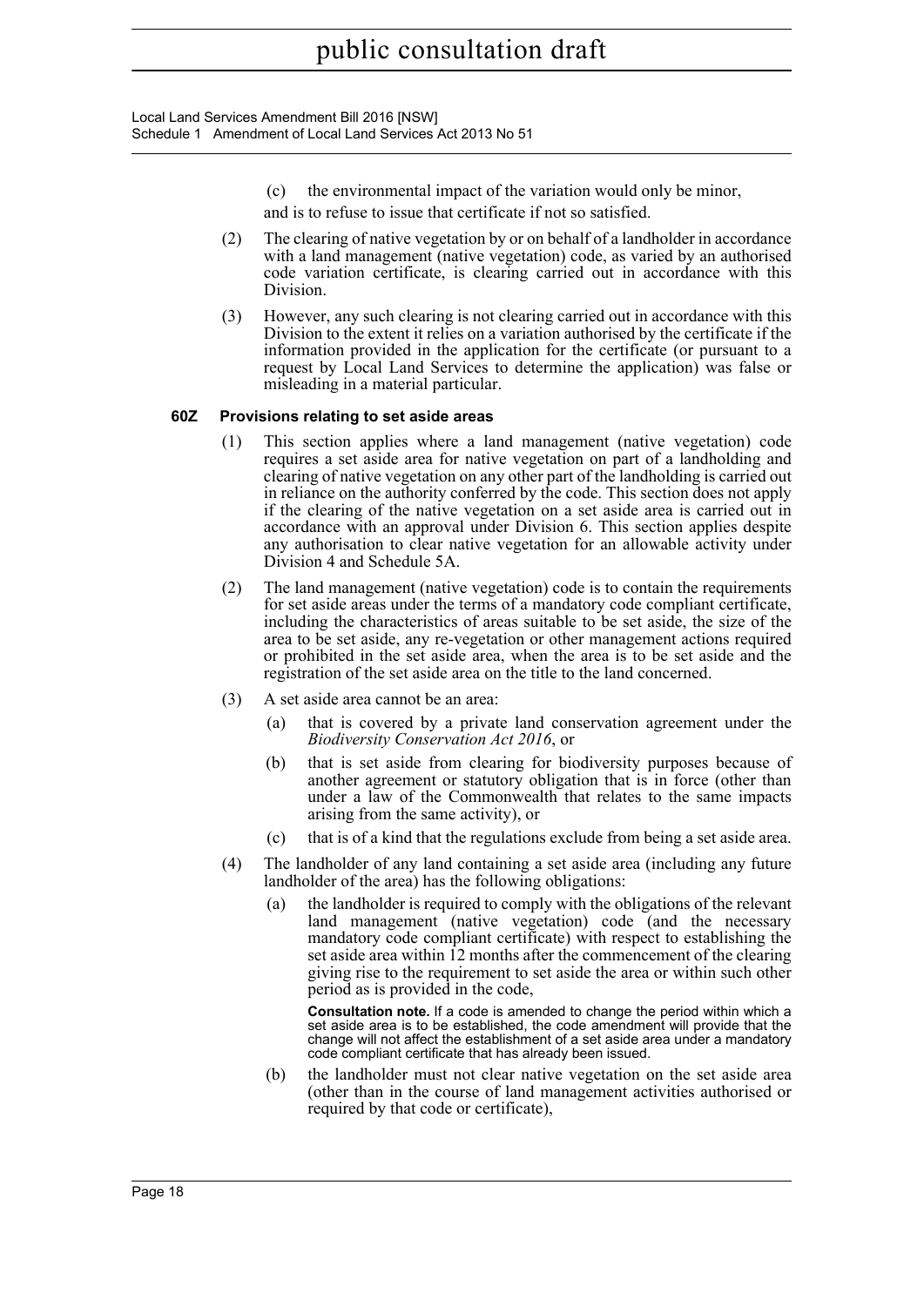(c) the environmental impact of the variation would only be minor,

and is to refuse to issue that certificate if not so satisfied.

(2) The clearing of native vegetation by or on behalf of a landholder in accordance with a land management (native vegetation) code, as varied by an authorised code variation certificate, is clearing carried out in accordance with this Division.

(3) However, any such clearing is not clearing carried out in accordance with this Division to the extent it relies on a variation authorised by the certificate if the information provided in the application for the certificate (or pursuant to a request by Local Land Services to determine the application) was false or misleading in a material particular.

#### 60Z Provisions relating to set aside areas

(1) This section applies where a land management (native vegetation) code requires a set aside area for native vegetation on part of a landholding and clearing of native vegetation on any other part of the landholding is carried out in reliance on the authority conferred by the code. This section does not apply if the clearing of the native vegetation on a set aside area is carried out in accordance with an approval under Division 6. This section applies despite any authorisation to clear native vegetation for an allowable activity under Division 4 and Schedule 5A.

(2) The land management (native vegetation) code is to contain the requirements for set aside areas under the terms of a mandatory code compliant certificate, including the characteristics of areas suitable to be set aside, the size of the area to be set aside, any re-vegetation or other management actions required or prohibited in the set aside area, when the area is to be set aside and the registration of the set aside area on the title to the land concerned.

(3) A set aside area cannot be an area:

- (a) that is covered by a private land conservation agreement under the *Biodiversity Conservation Act 2016*, or
- (b) that is set aside from clearing for biodiversity purposes because of another agreement or statutory obligation that is in force (other than under a law of the Commonwealth that relates to the same impacts arising from the same activity), or
- (c) that is of a kind that the regulations exclude from being a set aside area.

(4) The landholder of any land containing a set aside area (including any future landholder of the area) has the following obligations:

- (a) the landholder is required to comply with the obligations of the relevant land management (native vegetation) code (and the necessary mandatory code compliant certificate) with respect to establishing the set aside area within 12 months after the commencement of the clearing giving rise to the requirement to set aside the area or within such other period as is provided in the code,

  **Consultation note.** If a code is amended to change the period within which a set aside area is to be established, the code amendment will provide that the change will not affect the establishment of a set aside area under a mandatory code compliant certificate that has already been issued.

- (b) the landholder must not clear native vegetation on the set aside area (other than in the course of land management activities authorised or required by that code or certificate),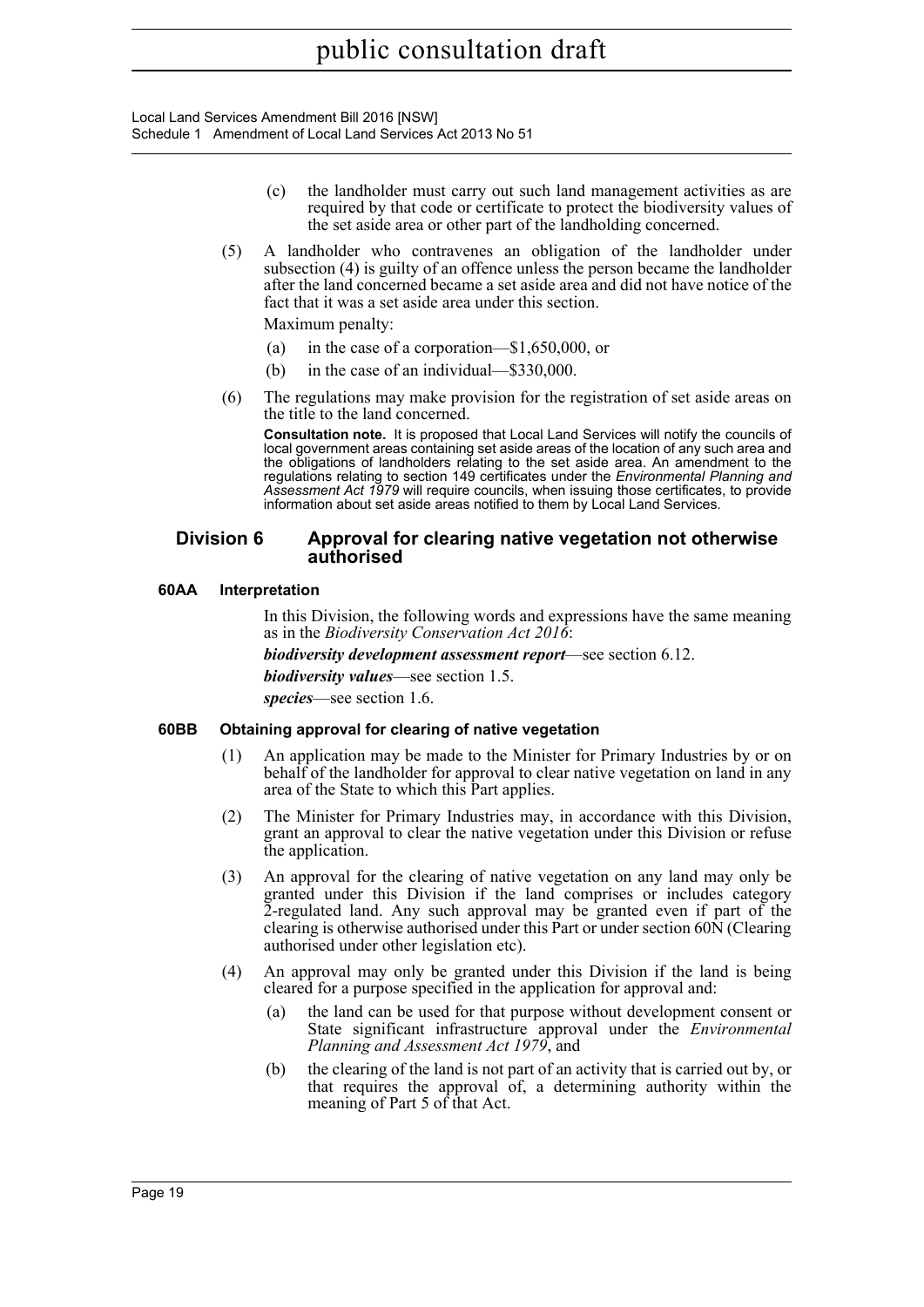(c) the landholder must carry out such land management activities as are required by that code or certificate to protect the biodiversity values of the set aside area or other part of the landholding concerned.

(5) A landholder who contravenes an obligation of the landholder under subsection (4) is guilty of an offence unless the person became the landholder after the land concerned became a set aside area and did not have notice of the fact that it was a set aside area under this section.

Maximum penalty:

(a) in the case of a corporation—$1,650,000, or

(b) in the case of an individual—$330,000.

(6) The regulations may make provision for the registration of set aside areas on the title to the land concerned.

**Consultation note.** It is proposed that Local Land Services will notify the councils of local government areas containing set aside areas of the location of any such area and the obligations of landholders relating to the set aside area. An amendment to the regulations relating to section 149 certificates under the *Environmental Planning and Assessment Act 1979* will require councils, when issuing those certificates, to provide information about set aside areas notified to them by Local Land Services.

## Division 6 Approval for clearing native vegetation not otherwise authorised

### 60AA Interpretation

In this Division, the following words and expressions have the same meaning as in the *Biodiversity Conservation Act 2016*:

***biodiversity development assessment report***—see section 6.12.

***biodiversity values***—see section 1.5.

***species***—see section 1.6.

### 60BB Obtaining approval for clearing of native vegetation

(1) An application may be made to the Minister for Primary Industries by or on behalf of the landholder for approval to clear native vegetation on land in any area of the State to which this Part applies.

(2) The Minister for Primary Industries may, in accordance with this Division, grant an approval to clear the native vegetation under this Division or refuse the application.

(3) An approval for the clearing of native vegetation on any land may only be granted under this Division if the land comprises or includes category 2-regulated land. Any such approval may be granted even if part of the clearing is otherwise authorised under this Part or under section 60N (Clearing authorised under other legislation etc).

(4) An approval may only be granted under this Division if the land is being cleared for a purpose specified in the application for approval and:

(a) the land can be used for that purpose without development consent or State significant infrastructure approval under the *Environmental Planning and Assessment Act 1979*, and

(b) the clearing of the land is not part of an activity that is carried out by, or that requires the approval of, a determining authority within the meaning of Part 5 of that Act.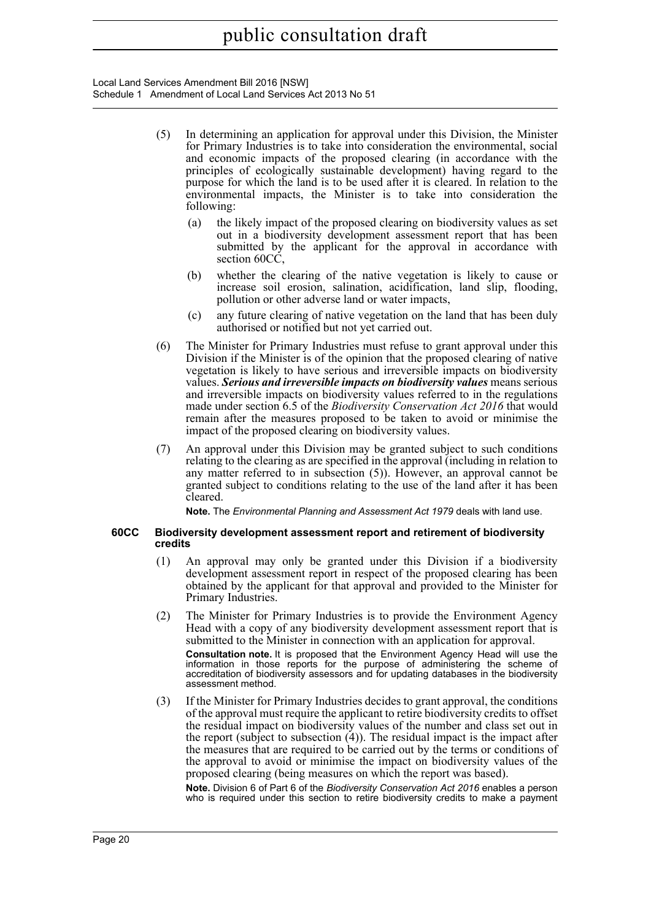(5) In determining an application for approval under this Division, the Minister for Primary Industries is to take into consideration the environmental, social and economic impacts of the proposed clearing (in accordance with the principles of ecologically sustainable development) having regard to the purpose for which the land is to be used after it is cleared. In relation to the environmental impacts, the Minister is to take into consideration the following:

(a) the likely impact of the proposed clearing on biodiversity values as set out in a biodiversity development assessment report that has been submitted by the applicant for the approval in accordance with section 60CC,

(b) whether the clearing of the native vegetation is likely to cause or increase soil erosion, salination, acidification, land slip, flooding, pollution or other adverse land or water impacts,

(c) any future clearing of native vegetation on the land that has been duly authorised or notified but not yet carried out.

(6) The Minister for Primary Industries must refuse to grant approval under this Division if the Minister is of the opinion that the proposed clearing of native vegetation is likely to have serious and irreversible impacts on biodiversity values. ***Serious and irreversible impacts on biodiversity values*** means serious and irreversible impacts on biodiversity values referred to in the regulations made under section 6.5 of the *Biodiversity Conservation Act 2016* that would remain after the measures proposed to be taken to avoid or minimise the impact of the proposed clearing on biodiversity values.

(7) An approval under this Division may be granted subject to such conditions relating to the clearing as are specified in the approval (including in relation to any matter referred to in subsection (5)). However, an approval cannot be granted subject to conditions relating to the use of the land after it has been cleared.

**Note.** The *Environmental Planning and Assessment Act 1979* deals with land use.

#### 60CC Biodiversity development assessment report and retirement of biodiversity credits

(1) An approval may only be granted under this Division if a biodiversity development assessment report in respect of the proposed clearing has been obtained by the applicant for that approval and provided to the Minister for Primary Industries.

(2) The Minister for Primary Industries is to provide the Environment Agency Head with a copy of any biodiversity development assessment report that is submitted to the Minister in connection with an application for approval.

**Consultation note.** It is proposed that the Environment Agency Head will use the information in those reports for the purpose of administering the scheme of accreditation of biodiversity assessors and for updating databases in the biodiversity assessment method.

(3) If the Minister for Primary Industries decides to grant approval, the conditions of the approval must require the applicant to retire biodiversity credits to offset the residual impact on biodiversity values of the number and class set out in the report (subject to subsection (4)). The residual impact is the impact after the measures that are required to be carried out by the terms or conditions of the approval to avoid or minimise the impact on biodiversity values of the proposed clearing (being measures on which the report was based).

**Note.** Division 6 of Part 6 of the *Biodiversity Conservation Act 2016* enables a person who is required under this section to retire biodiversity credits to make a payment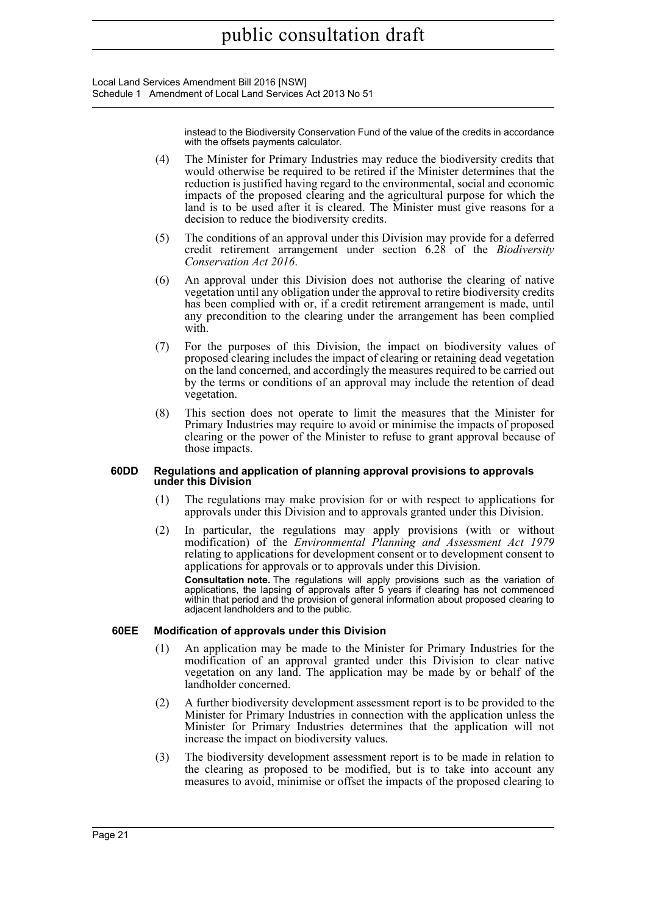instead to the Biodiversity Conservation Fund of the value of the credits in accordance with the offsets payments calculator.

(4) The Minister for Primary Industries may reduce the biodiversity credits that would otherwise be required to be retired if the Minister determines that the reduction is justified having regard to the environmental, social and economic impacts of the proposed clearing and the agricultural purpose for which the land is to be used after it is cleared. The Minister must give reasons for a decision to reduce the biodiversity credits.

(5) The conditions of an approval under this Division may provide for a deferred credit retirement arrangement under section 6.28 of the *Biodiversity Conservation Act 2016*.

(6) An approval under this Division does not authorise the clearing of native vegetation until any obligation under the approval to retire biodiversity credits has been complied with or, if a credit retirement arrangement is made, until any precondition to the clearing under the arrangement has been complied with.

(7) For the purposes of this Division, the impact on biodiversity values of proposed clearing includes the impact of clearing or retaining dead vegetation on the land concerned, and accordingly the measures required to be carried out by the terms or conditions of an approval may include the retention of dead vegetation.

(8) This section does not operate to limit the measures that the Minister for Primary Industries may require to avoid or minimise the impacts of proposed clearing or the power of the Minister to refuse to grant approval because of those impacts.

**60DD Regulations and application of planning approval provisions to approvals under this Division**

(1) The regulations may make provision for or with respect to applications for approvals under this Division and to approvals granted under this Division.

(2) In particular, the regulations may apply provisions (with or without modification) of the *Environmental Planning and Assessment Act 1979* relating to applications for development consent or to development consent to applications for approvals or to approvals under this Division.

**Consultation note.** The regulations will apply provisions such as the variation of applications, the lapsing of approvals after 5 years if clearing has not commenced within that period and the provision of general information about proposed clearing to adjacent landholders and to the public.

**60EE Modification of approvals under this Division**

(1) An application may be made to the Minister for Primary Industries for the modification of an approval granted under this Division to clear native vegetation on any land. The application may be made by or behalf of the landholder concerned.

(2) A further biodiversity development assessment report is to be provided to the Minister for Primary Industries in connection with the application unless the Minister for Primary Industries determines that the application will not increase the impact on biodiversity values.

(3) The biodiversity development assessment report is to be made in relation to the clearing as proposed to be modified, but is to take into account any measures to avoid, minimise or offset the impacts of the proposed clearing to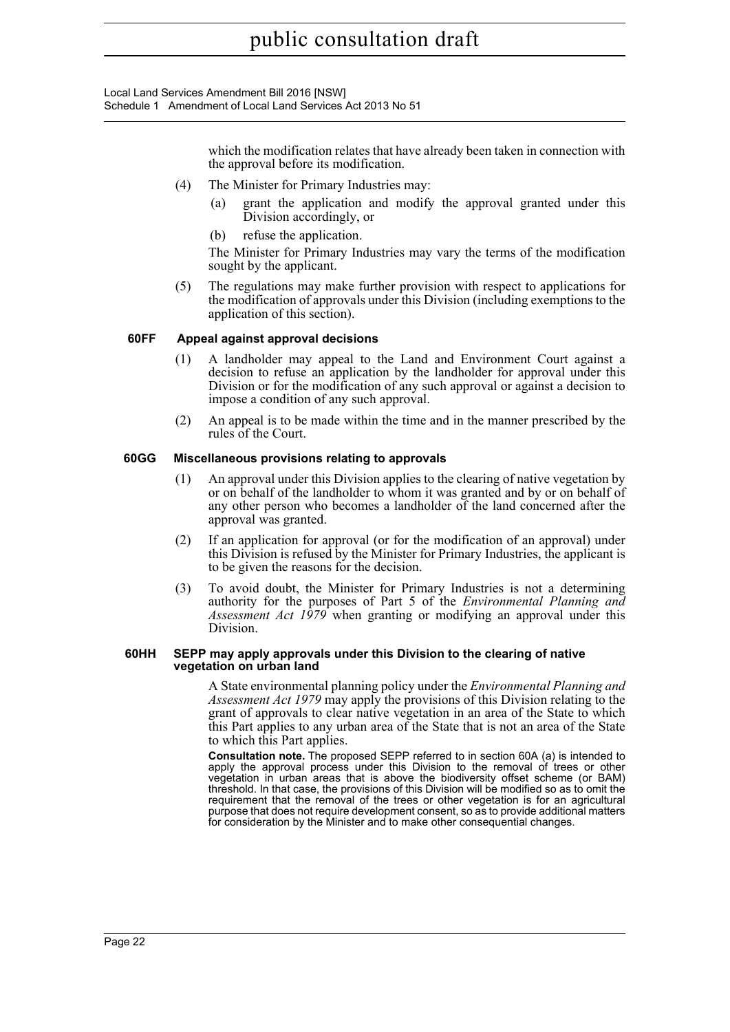which the modification relates that have already been taken in connection with the approval before its modification.

(4) The Minister for Primary Industries may:

(a) grant the application and modify the approval granted under this Division accordingly, or

(b) refuse the application.

The Minister for Primary Industries may vary the terms of the modification sought by the applicant.

(5) The regulations may make further provision with respect to applications for the modification of approvals under this Division (including exemptions to the application of this section).

#### 60FF Appeal against approval decisions

(1) A landholder may appeal to the Land and Environment Court against a decision to refuse an application by the landholder for approval under this Division or for the modification of any such approval or against a decision to impose a condition of any such approval.

(2) An appeal is to be made within the time and in the manner prescribed by the rules of the Court.

#### 60GG Miscellaneous provisions relating to approvals

(1) An approval under this Division applies to the clearing of native vegetation by or on behalf of the landholder to whom it was granted and by or on behalf of any other person who becomes a landholder of the land concerned after the approval was granted.

(2) If an application for approval (or for the modification of an approval) under this Division is refused by the Minister for Primary Industries, the applicant is to be given the reasons for the decision.

(3) To avoid doubt, the Minister for Primary Industries is not a determining authority for the purposes of Part 5 of the *Environmental Planning and Assessment Act 1979* when granting or modifying an approval under this Division.

#### 60HH SEPP may apply approvals under this Division to the clearing of native vegetation on urban land

A State environmental planning policy under the *Environmental Planning and Assessment Act 1979* may apply the provisions of this Division relating to the grant of approvals to clear native vegetation in an area of the State to which this Part applies to any urban area of the State that is not an area of the State to which this Part applies.

**Consultation note.** The proposed SEPP referred to in section 60A (a) is intended to apply the approval process under this Division to the removal of trees or other vegetation in urban areas that is above the biodiversity offset scheme (or BAM) threshold. In that case, the provisions of this Division will be modified so as to omit the requirement that the removal of the trees or other vegetation is for an agricultural purpose that does not require development consent, so as to provide additional matters for consideration by the Minister and to make other consequential changes.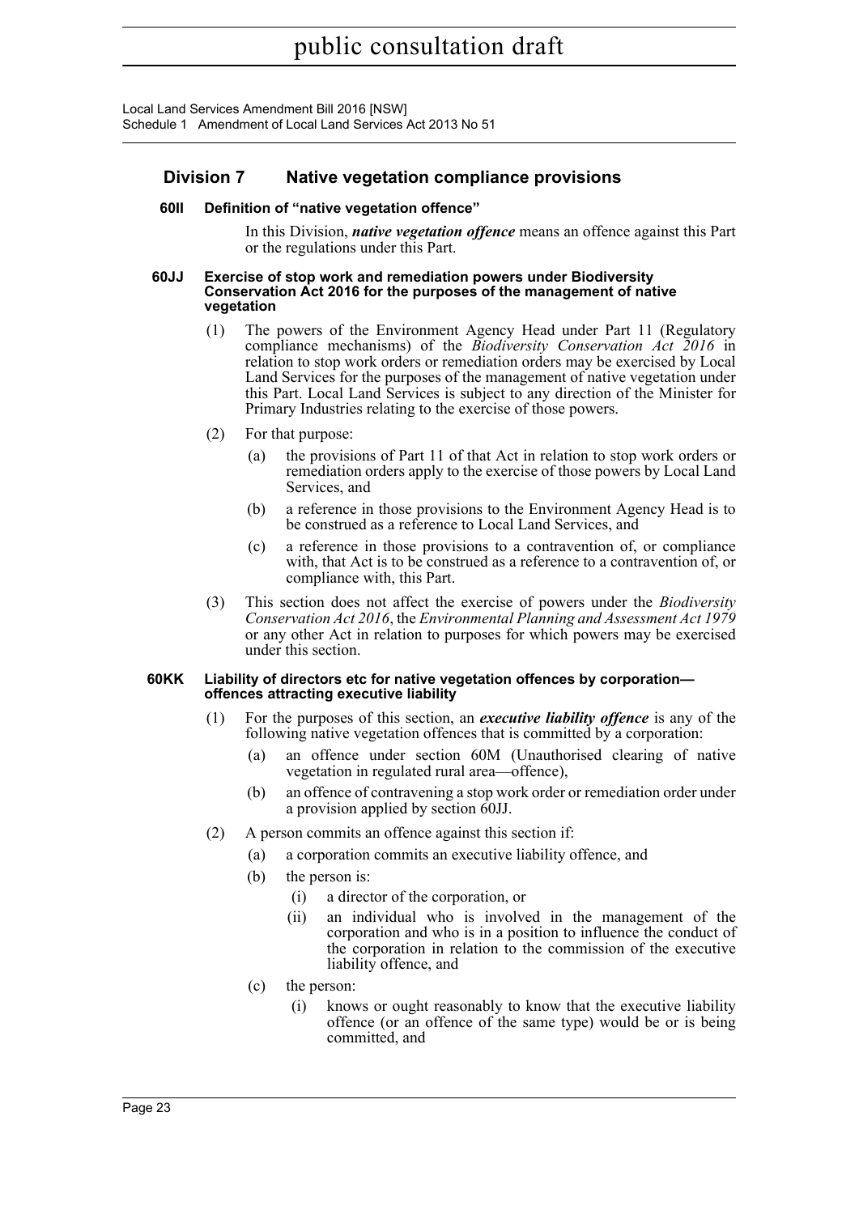## Division 7 Native vegetation compliance provisions

### 60II Definition of "native vegetation offence"

In this Division, ***native vegetation offence*** means an offence against this Part or the regulations under this Part.

### 60JJ Exercise of stop work and remediation powers under Biodiversity Conservation Act 2016 for the purposes of the management of native vegetation

(1) The powers of the Environment Agency Head under Part 11 (Regulatory compliance mechanisms) of the *Biodiversity Conservation Act 2016* in relation to stop work orders or remediation orders may be exercised by Local Land Services for the purposes of the management of native vegetation under this Part. Local Land Services is subject to any direction of the Minister for Primary Industries relating to the exercise of those powers.

(2) For that purpose:

- (a) the provisions of Part 11 of that Act in relation to stop work orders or remediation orders apply to the exercise of those powers by Local Land Services, and
- (b) a reference in those provisions to the Environment Agency Head is to be construed as a reference to Local Land Services, and
- (c) a reference in those provisions to a contravention of, or compliance with, that Act is to be construed as a reference to a contravention of, or compliance with, this Part.

(3) This section does not affect the exercise of powers under the *Biodiversity Conservation Act 2016*, the *Environmental Planning and Assessment Act 1979* or any other Act in relation to purposes for which powers may be exercised under this section.

### 60KK Liability of directors etc for native vegetation offences by corporation—offences attracting executive liability

(1) For the purposes of this section, an ***executive liability offence*** is any of the following native vegetation offences that is committed by a corporation:

- (a) an offence under section 60M (Unauthorised clearing of native vegetation in regulated rural area—offence),
- (b) an offence of contravening a stop work order or remediation order under a provision applied by section 60JJ.

(2) A person commits an offence against this section if:

- (a) a corporation commits an executive liability offence, and
- (b) the person is:
  - (i) a director of the corporation, or
  - (ii) an individual who is involved in the management of the corporation and who is in a position to influence the conduct of the corporation in relation to the commission of the executive liability offence, and
- (c) the person:
  - (i) knows or ought reasonably to know that the executive liability offence (or an offence of the same type) would be or is being committed, and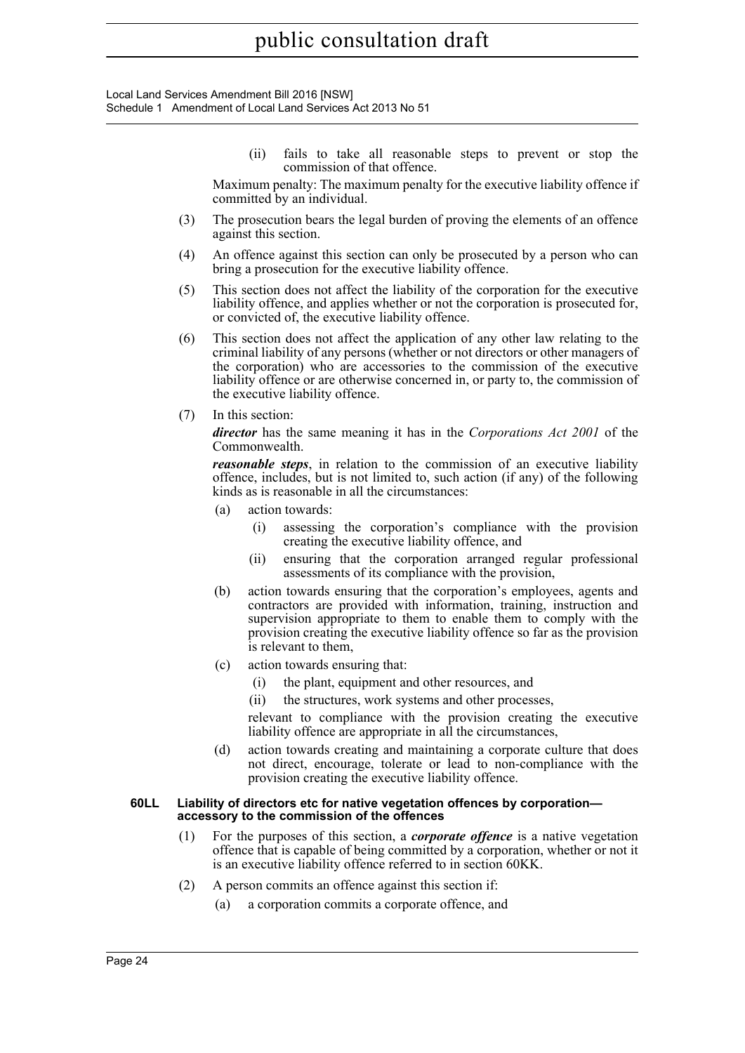(ii) fails to take all reasonable steps to prevent or stop the commission of that offence.

Maximum penalty: The maximum penalty for the executive liability offence if committed by an individual.

(3) The prosecution bears the legal burden of proving the elements of an offence against this section.

(4) An offence against this section can only be prosecuted by a person who can bring a prosecution for the executive liability offence.

(5) This section does not affect the liability of the corporation for the executive liability offence, and applies whether or not the corporation is prosecuted for, or convicted of, the executive liability offence.

(6) This section does not affect the application of any other law relating to the criminal liability of any persons (whether or not directors or other managers of the corporation) who are accessories to the commission of the executive liability offence or are otherwise concerned in, or party to, the commission of the executive liability offence.

(7) In this section:

***director*** has the same meaning it has in the *Corporations Act 2001* of the Commonwealth.

***reasonable steps***, in relation to the commission of an executive liability offence, includes, but is not limited to, such action (if any) of the following kinds as is reasonable in all the circumstances:

(a) action towards:

(i) assessing the corporation's compliance with the provision creating the executive liability offence, and

(ii) ensuring that the corporation arranged regular professional assessments of its compliance with the provision,

(b) action towards ensuring that the corporation's employees, agents and contractors are provided with information, training, instruction and supervision appropriate to them to enable them to comply with the provision creating the executive liability offence so far as the provision is relevant to them,

(c) action towards ensuring that:

(i) the plant, equipment and other resources, and

(ii) the structures, work systems and other processes,

relevant to compliance with the provision creating the executive liability offence are appropriate in all the circumstances,

(d) action towards creating and maintaining a corporate culture that does not direct, encourage, tolerate or lead to non-compliance with the provision creating the executive liability offence.

**60LL Liability of directors etc for native vegetation offences by corporation—accessory to the commission of the offences**

(1) For the purposes of this section, a ***corporate offence*** is a native vegetation offence that is capable of being committed by a corporation, whether or not it is an executive liability offence referred to in section 60KK.

(2) A person commits an offence against this section if:

(a) a corporation commits a corporate offence, and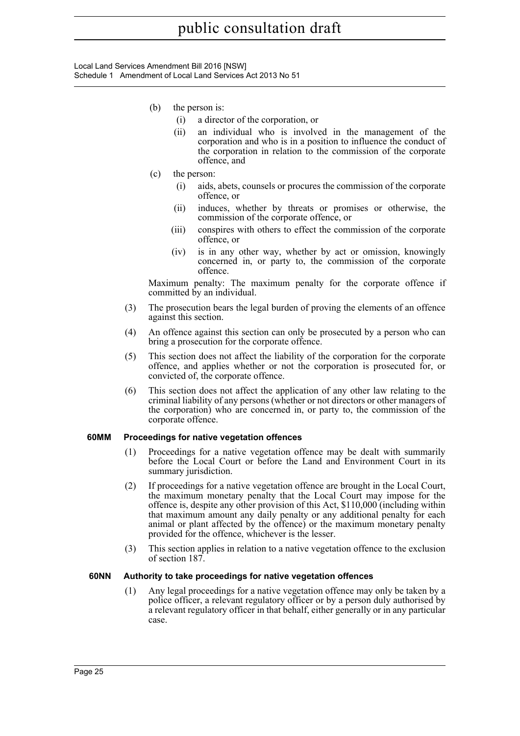(b) the person is:

  (i) a director of the corporation, or

  (ii) an individual who is involved in the management of the corporation and who is in a position to influence the conduct of the corporation in relation to the commission of the corporate offence, and

(c) the person:

  (i) aids, abets, counsels or procures the commission of the corporate offence, or

  (ii) induces, whether by threats or promises or otherwise, the commission of the corporate offence, or

  (iii) conspires with others to effect the commission of the corporate offence, or

  (iv) is in any other way, whether by act or omission, knowingly concerned in, or party to, the commission of the corporate offence.

Maximum penalty: The maximum penalty for the corporate offence if committed by an individual.

(3) The prosecution bears the legal burden of proving the elements of an offence against this section.

(4) An offence against this section can only be prosecuted by a person who can bring a prosecution for the corporate offence.

(5) This section does not affect the liability of the corporation for the corporate offence, and applies whether or not the corporation is prosecuted for, or convicted of, the corporate offence.

(6) This section does not affect the application of any other law relating to the criminal liability of any persons (whether or not directors or other managers of the corporation) who are concerned in, or party to, the commission of the corporate offence.

#### 60MM Proceedings for native vegetation offences

(1) Proceedings for a native vegetation offence may be dealt with summarily before the Local Court or before the Land and Environment Court in its summary jurisdiction.

(2) If proceedings for a native vegetation offence are brought in the Local Court, the maximum monetary penalty that the Local Court may impose for the offence is, despite any other provision of this Act, $110,000 (including within that maximum amount any daily penalty or any additional penalty for each animal or plant affected by the offence) or the maximum monetary penalty provided for the offence, whichever is the lesser.

(3) This section applies in relation to a native vegetation offence to the exclusion of section 187.

#### 60NN Authority to take proceedings for native vegetation offences

(1) Any legal proceedings for a native vegetation offence may only be taken by a police officer, a relevant regulatory officer or by a person duly authorised by a relevant regulatory officer in that behalf, either generally or in any particular case.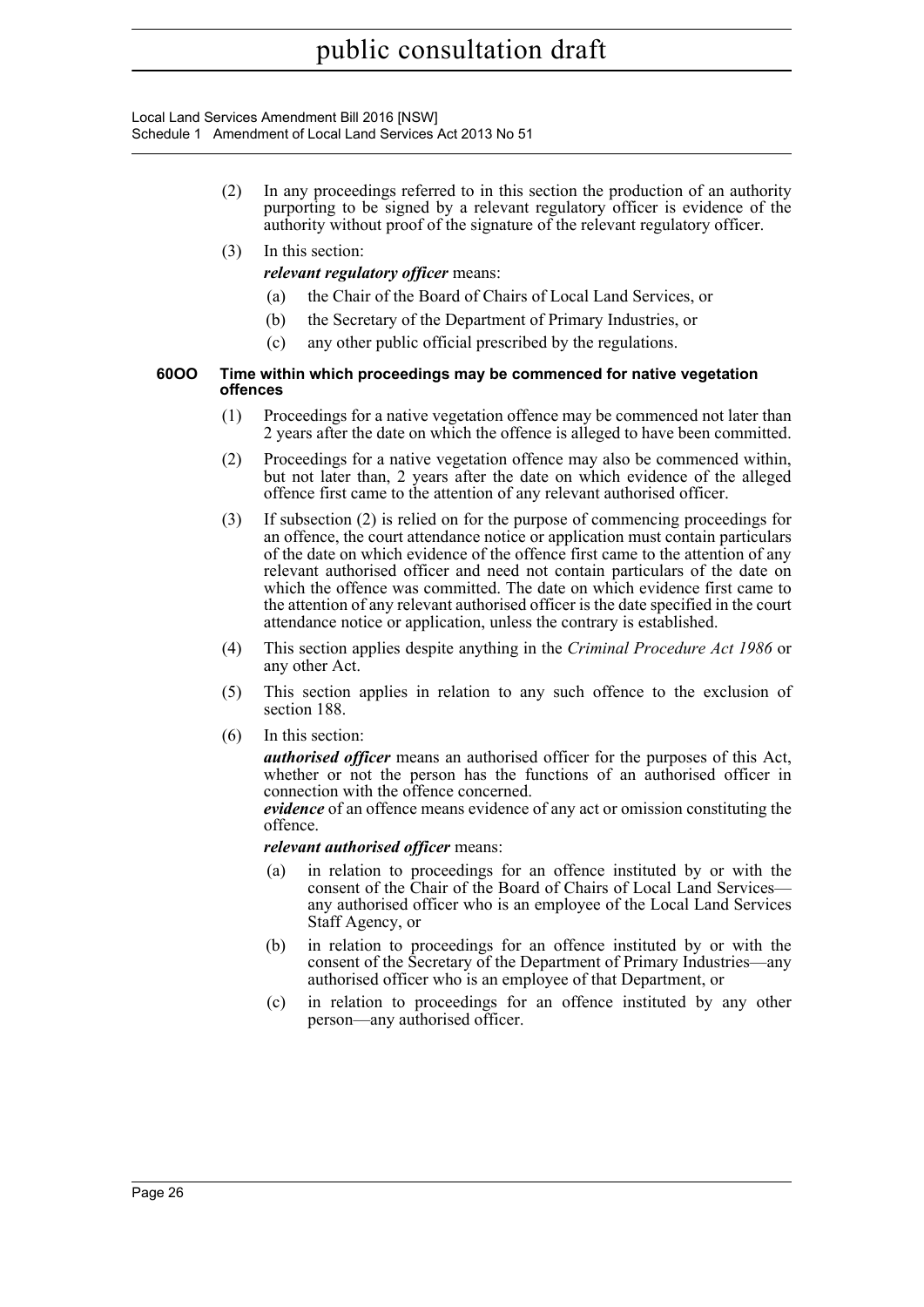(2) In any proceedings referred to in this section the production of an authority purporting to be signed by a relevant regulatory officer is evidence of the authority without proof of the signature of the relevant regulatory officer.

(3) In this section:

***relevant regulatory officer*** means:

- (a) the Chair of the Board of Chairs of Local Land Services, or
- (b) the Secretary of the Department of Primary Industries, or
- (c) any other public official prescribed by the regulations.

**60OO Time within which proceedings may be commenced for native vegetation offences**

(1) Proceedings for a native vegetation offence may be commenced not later than 2 years after the date on which the offence is alleged to have been committed.

(2) Proceedings for a native vegetation offence may also be commenced within, but not later than, 2 years after the date on which evidence of the alleged offence first came to the attention of any relevant authorised officer.

(3) If subsection (2) is relied on for the purpose of commencing proceedings for an offence, the court attendance notice or application must contain particulars of the date on which evidence of the offence first came to the attention of any relevant authorised officer and need not contain particulars of the date on which the offence was committed. The date on which evidence first came to the attention of any relevant authorised officer is the date specified in the court attendance notice or application, unless the contrary is established.

(4) This section applies despite anything in the *Criminal Procedure Act 1986* or any other Act.

(5) This section applies in relation to any such offence to the exclusion of section 188.

(6) In this section:

***authorised officer*** means an authorised officer for the purposes of this Act, whether or not the person has the functions of an authorised officer in connection with the offence concerned.

***evidence*** of an offence means evidence of any act or omission constituting the offence.

***relevant authorised officer*** means:

- (a) in relation to proceedings for an offence instituted by or with the consent of the Chair of the Board of Chairs of Local Land Services—any authorised officer who is an employee of the Local Land Services Staff Agency, or
- (b) in relation to proceedings for an offence instituted by or with the consent of the Secretary of the Department of Primary Industries—any authorised officer who is an employee of that Department, or
- (c) in relation to proceedings for an offence instituted by any other person—any authorised officer.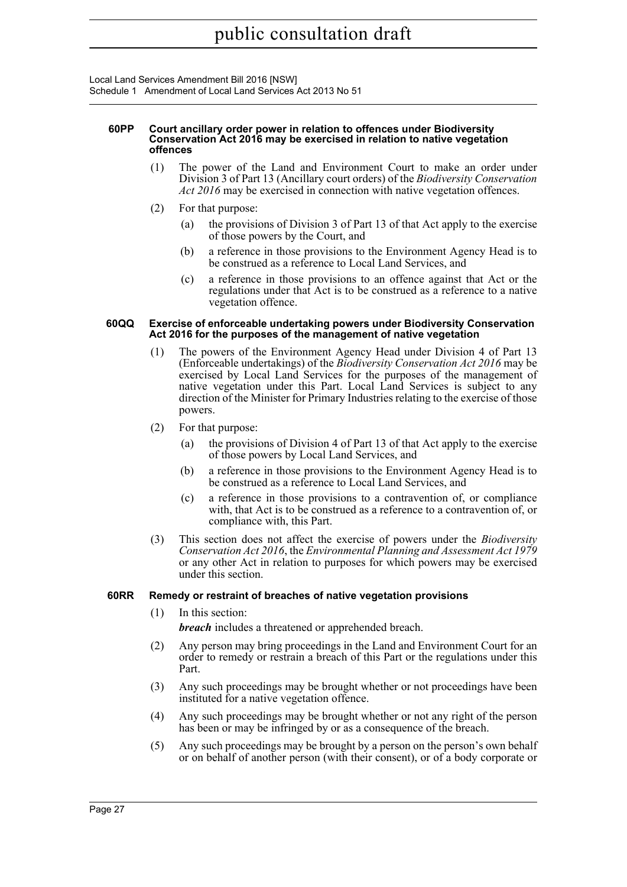**60PP Court ancillary order power in relation to offences under Biodiversity Conservation Act 2016 may be exercised in relation to native vegetation offences**

(1) The power of the Land and Environment Court to make an order under Division 3 of Part 13 (Ancillary court orders) of the *Biodiversity Conservation Act 2016* may be exercised in connection with native vegetation offences.

(2) For that purpose:

(a) the provisions of Division 3 of Part 13 of that Act apply to the exercise of those powers by the Court, and

(b) a reference in those provisions to the Environment Agency Head is to be construed as a reference to Local Land Services, and

(c) a reference in those provisions to an offence against that Act or the regulations under that Act is to be construed as a reference to a native vegetation offence.

**60QQ Exercise of enforceable undertaking powers under Biodiversity Conservation Act 2016 for the purposes of the management of native vegetation**

(1) The powers of the Environment Agency Head under Division 4 of Part 13 (Enforceable undertakings) of the *Biodiversity Conservation Act 2016* may be exercised by Local Land Services for the purposes of the management of native vegetation under this Part. Local Land Services is subject to any direction of the Minister for Primary Industries relating to the exercise of those powers.

(2) For that purpose:

(a) the provisions of Division 4 of Part 13 of that Act apply to the exercise of those powers by Local Land Services, and

(b) a reference in those provisions to the Environment Agency Head is to be construed as a reference to Local Land Services, and

(c) a reference in those provisions to a contravention of, or compliance with, that Act is to be construed as a reference to a contravention of, or compliance with, this Part.

(3) This section does not affect the exercise of powers under the *Biodiversity Conservation Act 2016*, the *Environmental Planning and Assessment Act 1979* or any other Act in relation to purposes for which powers may be exercised under this section.

**60RR Remedy or restraint of breaches of native vegetation provisions**

(1) In this section:

***breach*** includes a threatened or apprehended breach.

(2) Any person may bring proceedings in the Land and Environment Court for an order to remedy or restrain a breach of this Part or the regulations under this Part.

(3) Any such proceedings may be brought whether or not proceedings have been instituted for a native vegetation offence.

(4) Any such proceedings may be brought whether or not any right of the person has been or may be infringed by or as a consequence of the breach.

(5) Any such proceedings may be brought by a person on the person's own behalf or on behalf of another person (with their consent), or of a body corporate or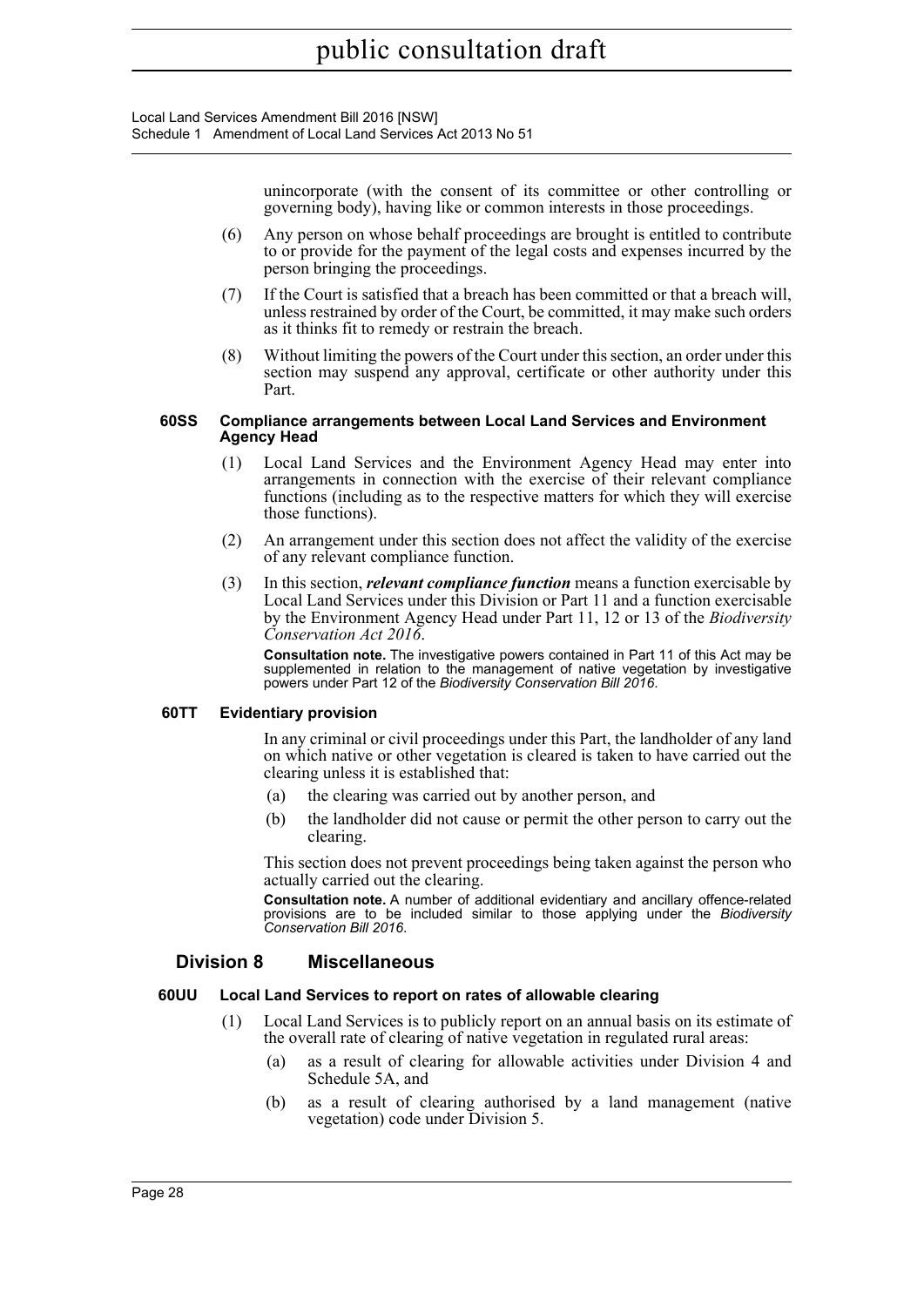unincorporate (with the consent of its committee or other controlling or governing body), having like or common interests in those proceedings.

(6) Any person on whose behalf proceedings are brought is entitled to contribute to or provide for the payment of the legal costs and expenses incurred by the person bringing the proceedings.

(7) If the Court is satisfied that a breach has been committed or that a breach will, unless restrained by order of the Court, be committed, it may make such orders as it thinks fit to remedy or restrain the breach.

(8) Without limiting the powers of the Court under this section, an order under this section may suspend any approval, certificate or other authority under this Part.

#### 60SS Compliance arrangements between Local Land Services and Environment Agency Head

(1) Local Land Services and the Environment Agency Head may enter into arrangements in connection with the exercise of their relevant compliance functions (including as to the respective matters for which they will exercise those functions).

(2) An arrangement under this section does not affect the validity of the exercise of any relevant compliance function.

(3) In this section, ***relevant compliance function*** means a function exercisable by Local Land Services under this Division or Part 11 and a function exercisable by the Environment Agency Head under Part 11, 12 or 13 of the *Biodiversity Conservation Act 2016*.

**Consultation note.** The investigative powers contained in Part 11 of this Act may be supplemented in relation to the management of native vegetation by investigative powers under Part 12 of the *Biodiversity Conservation Bill 2016*.

#### 60TT Evidentiary provision

In any criminal or civil proceedings under this Part, the landholder of any land on which native or other vegetation is cleared is taken to have carried out the clearing unless it is established that:

(a) the clearing was carried out by another person, and

(b) the landholder did not cause or permit the other person to carry out the clearing.

This section does not prevent proceedings being taken against the person who actually carried out the clearing.

**Consultation note.** A number of additional evidentiary and ancillary offence-related provisions are to be included similar to those applying under the *Biodiversity Conservation Bill 2016*.

### Division 8 Miscellaneous

#### 60UU Local Land Services to report on rates of allowable clearing

(1) Local Land Services is to publicly report on an annual basis on its estimate of the overall rate of clearing of native vegetation in regulated rural areas:

(a) as a result of clearing for allowable activities under Division 4 and Schedule 5A, and

(b) as a result of clearing authorised by a land management (native vegetation) code under Division 5.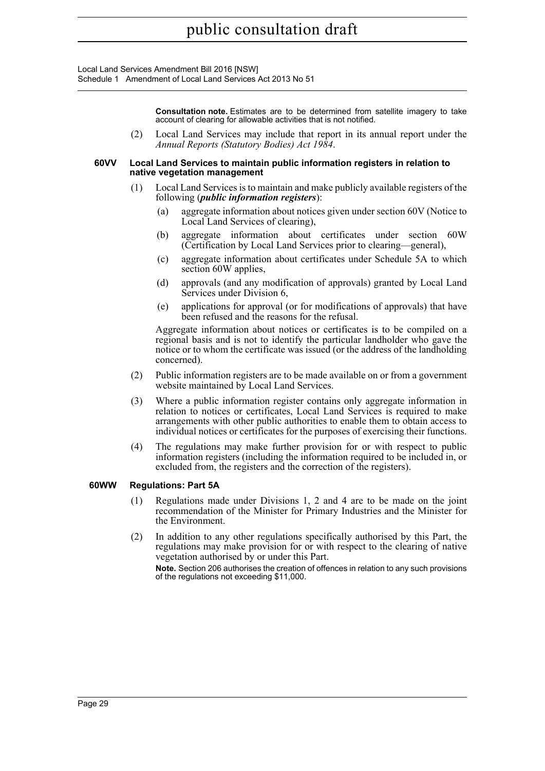**Consultation note.** Estimates are to be determined from satellite imagery to take account of clearing for allowable activities that is not notified.

(2) Local Land Services may include that report in its annual report under the *Annual Reports (Statutory Bodies) Act 1984*.

#### 60VV Local Land Services to maintain public information registers in relation to native vegetation management

(1) Local Land Services is to maintain and make publicly available registers of the following (***public information registers***):

- (a) aggregate information about notices given under section 60V (Notice to Local Land Services of clearing),
- (b) aggregate information about certificates under section 60W (Certification by Local Land Services prior to clearing—general),
- (c) aggregate information about certificates under Schedule 5A to which section 60W applies,
- (d) approvals (and any modification of approvals) granted by Local Land Services under Division 6,
- (e) applications for approval (or for modifications of approvals) that have been refused and the reasons for the refusal.

Aggregate information about notices or certificates is to be compiled on a regional basis and is not to identify the particular landholder who gave the notice or to whom the certificate was issued (or the address of the landholding concerned).

(2) Public information registers are to be made available on or from a government website maintained by Local Land Services.

(3) Where a public information register contains only aggregate information in relation to notices or certificates, Local Land Services is required to make arrangements with other public authorities to enable them to obtain access to individual notices or certificates for the purposes of exercising their functions.

(4) The regulations may make further provision for or with respect to public information registers (including the information required to be included in, or excluded from, the registers and the correction of the registers).

#### 60WW Regulations: Part 5A

(1) Regulations made under Divisions 1, 2 and 4 are to be made on the joint recommendation of the Minister for Primary Industries and the Minister for the Environment.

(2) In addition to any other regulations specifically authorised by this Part, the regulations may make provision for or with respect to the clearing of native vegetation authorised by or under this Part.

**Note.** Section 206 authorises the creation of offences in relation to any such provisions of the regulations not exceeding $11,000.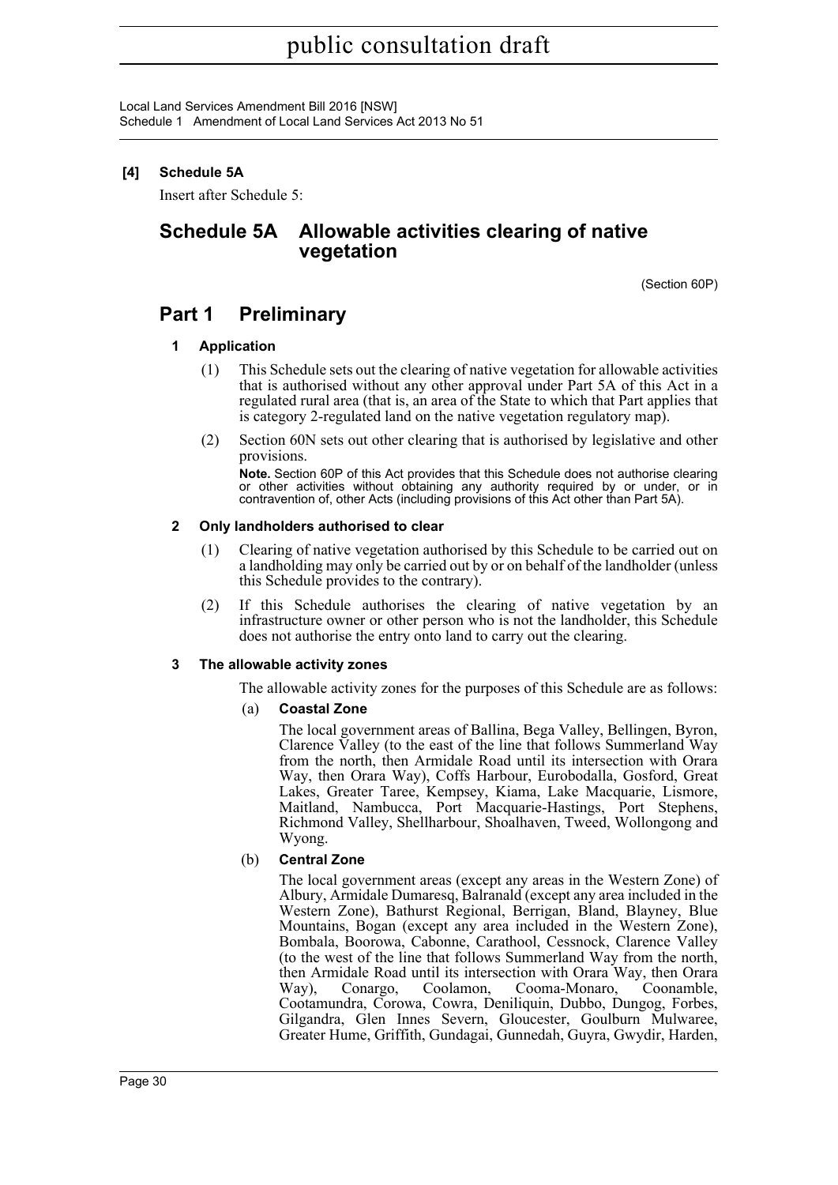**[4] Schedule 5A**

Insert after Schedule 5:

# Schedule 5A Allowable activities clearing of native vegetation

(Section 60P)

## Part 1 Preliminary

### 1 Application

(1) This Schedule sets out the clearing of native vegetation for allowable activities that is authorised without any other approval under Part 5A of this Act in a regulated rural area (that is, an area of the State to which that Part applies that is category 2-regulated land on the native vegetation regulatory map).

(2) Section 60N sets out other clearing that is authorised by legislative and other provisions.

**Note.** Section 60P of this Act provides that this Schedule does not authorise clearing or other activities without obtaining any authority required by or under, or in contravention of, other Acts (including provisions of this Act other than Part 5A).

### 2 Only landholders authorised to clear

(1) Clearing of native vegetation authorised by this Schedule to be carried out on a landholding may only be carried out by or on behalf of the landholder (unless this Schedule provides to the contrary).

(2) If this Schedule authorises the clearing of native vegetation by an infrastructure owner or other person who is not the landholder, this Schedule does not authorise the entry onto land to carry out the clearing.

### 3 The allowable activity zones

The allowable activity zones for the purposes of this Schedule are as follows:

(a) **Coastal Zone**

The local government areas of Ballina, Bega Valley, Bellingen, Byron, Clarence Valley (to the east of the line that follows Summerland Way from the north, then Armidale Road until its intersection with Orara Way, then Orara Way), Coffs Harbour, Eurobodalla, Gosford, Great Lakes, Greater Taree, Kempsey, Kiama, Lake Macquarie, Lismore, Maitland, Nambucca, Port Macquarie-Hastings, Port Stephens, Richmond Valley, Shellharbour, Shoalhaven, Tweed, Wollongong and Wyong.

(b) **Central Zone**

The local government areas (except any areas in the Western Zone) of Albury, Armidale Dumaresq, Balranald (except any area included in the Western Zone), Bathurst Regional, Berrigan, Bland, Blayney, Blue Mountains, Bogan (except any area included in the Western Zone), Bombala, Boorowa, Cabonne, Carathool, Cessnock, Clarence Valley (to the west of the line that follows Summerland Way from the north, then Armidale Road until its intersection with Orara Way, then Orara Way), Conargo, Coolamon, Cooma-Monaro, Coonamble, Cootamundra, Corowa, Cowra, Deniliquin, Dubbo, Dungog, Forbes, Gilgandra, Glen Innes Severn, Gloucester, Goulburn Mulwaree, Greater Hume, Griffith, Gundagai, Gunnedah, Guyra, Gwydir, Harden,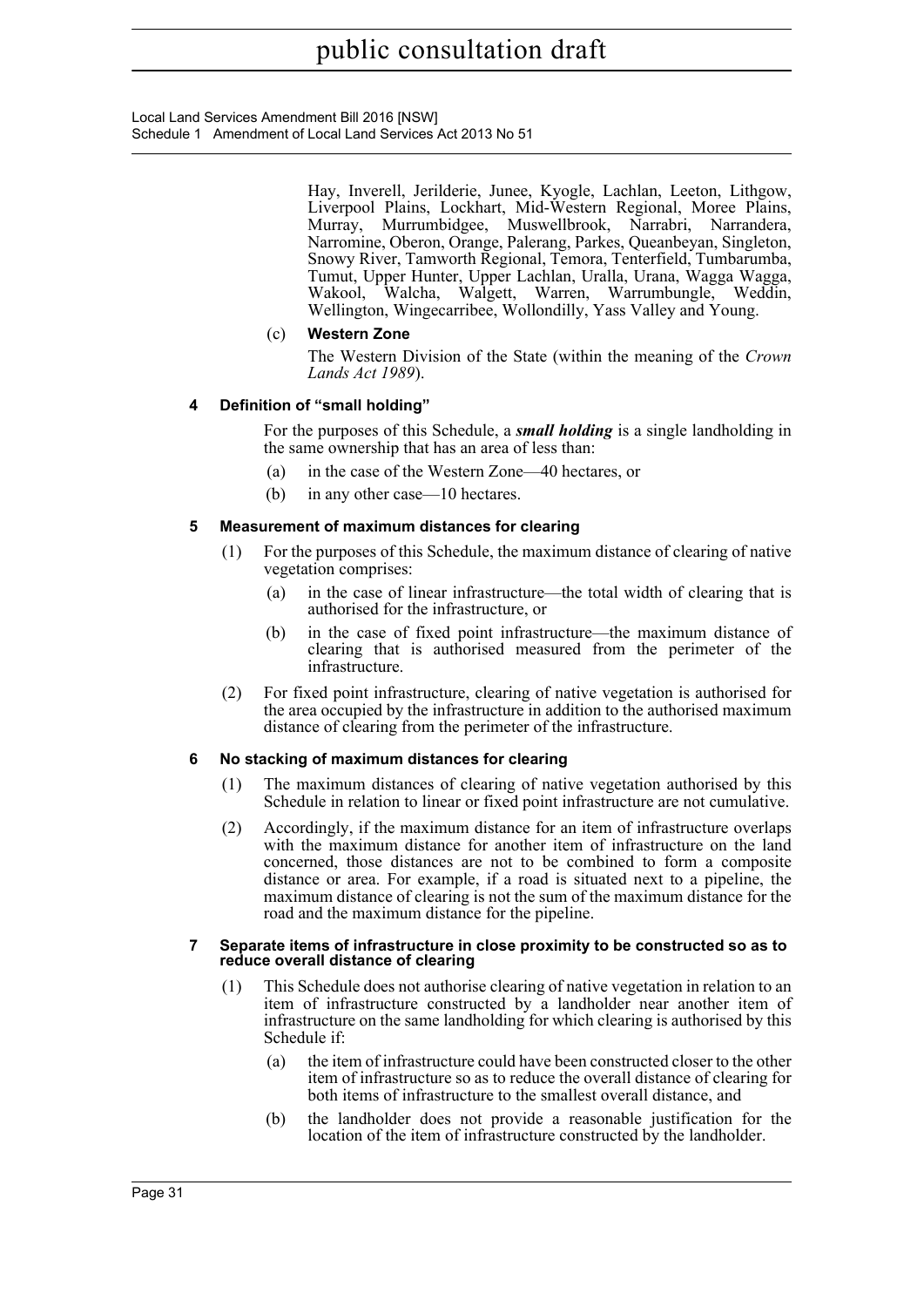Hay, Inverell, Jerilderie, Junee, Kyogle, Lachlan, Leeton, Lithgow, Liverpool Plains, Lockhart, Mid-Western Regional, Moree Plains, Murray, Murrumbidgee, Muswellbrook, Narrabri, Narrandera, Narromine, Oberon, Orange, Palerang, Parkes, Queanbeyan, Singleton, Snowy River, Tamworth Regional, Temora, Tenterfield, Tumbarumba, Tumut, Upper Hunter, Upper Lachlan, Uralla, Urana, Wagga Wagga, Wakool, Walcha, Walgett, Warren, Warrumbungle, Weddin, Wellington, Wingecarribee, Wollondilly, Yass Valley and Young.

(c) **Western Zone**

The Western Division of the State (within the meaning of the *Crown Lands Act 1989*).

### 4 Definition of "small holding"

For the purposes of this Schedule, a ***small holding*** is a single landholding in the same ownership that has an area of less than:

(a) in the case of the Western Zone—40 hectares, or

(b) in any other case—10 hectares.

### 5 Measurement of maximum distances for clearing

(1) For the purposes of this Schedule, the maximum distance of clearing of native vegetation comprises:

(a) in the case of linear infrastructure—the total width of clearing that is authorised for the infrastructure, or

(b) in the case of fixed point infrastructure—the maximum distance of clearing that is authorised measured from the perimeter of the infrastructure.

(2) For fixed point infrastructure, clearing of native vegetation is authorised for the area occupied by the infrastructure in addition to the authorised maximum distance of clearing from the perimeter of the infrastructure.

### 6 No stacking of maximum distances for clearing

(1) The maximum distances of clearing of native vegetation authorised by this Schedule in relation to linear or fixed point infrastructure are not cumulative.

(2) Accordingly, if the maximum distance for an item of infrastructure overlaps with the maximum distance for another item of infrastructure on the land concerned, those distances are not to be combined to form a composite distance or area. For example, if a road is situated next to a pipeline, the maximum distance of clearing is not the sum of the maximum distance for the road and the maximum distance for the pipeline.

### 7 Separate items of infrastructure in close proximity to be constructed so as to reduce overall distance of clearing

(1) This Schedule does not authorise clearing of native vegetation in relation to an item of infrastructure constructed by a landholder near another item of infrastructure on the same landholding for which clearing is authorised by this Schedule if:

(a) the item of infrastructure could have been constructed closer to the other item of infrastructure so as to reduce the overall distance of clearing for both items of infrastructure to the smallest overall distance, and

(b) the landholder does not provide a reasonable justification for the location of the item of infrastructure constructed by the landholder.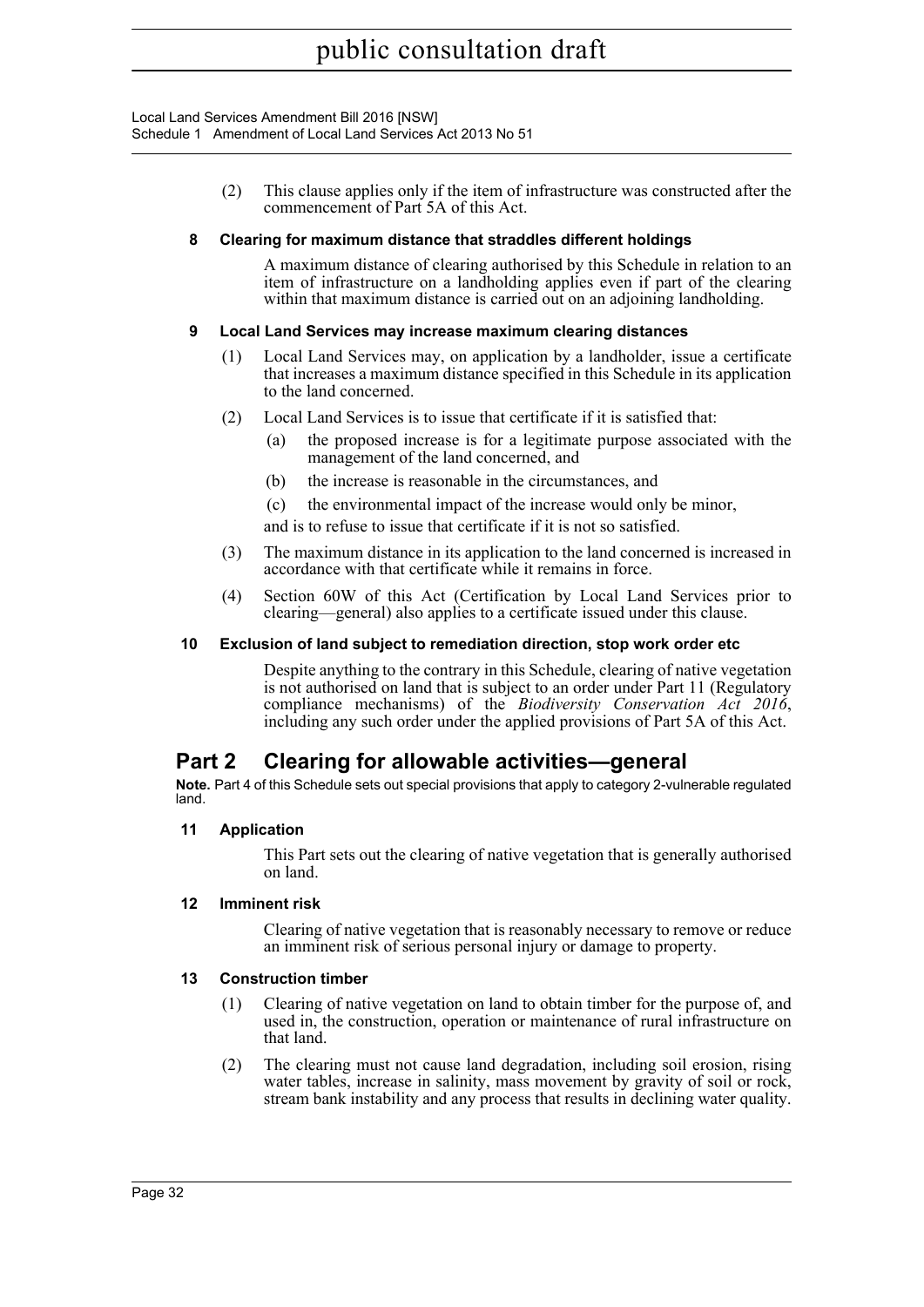(2) This clause applies only if the item of infrastructure was constructed after the commencement of Part 5A of this Act.

### 8 Clearing for maximum distance that straddles different holdings

A maximum distance of clearing authorised by this Schedule in relation to an item of infrastructure on a landholding applies even if part of the clearing within that maximum distance is carried out on an adjoining landholding.

### 9 Local Land Services may increase maximum clearing distances

(1) Local Land Services may, on application by a landholder, issue a certificate that increases a maximum distance specified in this Schedule in its application to the land concerned.

(2) Local Land Services is to issue that certificate if it is satisfied that:

- (a) the proposed increase is for a legitimate purpose associated with the management of the land concerned, and
- (b) the increase is reasonable in the circumstances, and
- (c) the environmental impact of the increase would only be minor,

and is to refuse to issue that certificate if it is not so satisfied.

(3) The maximum distance in its application to the land concerned is increased in accordance with that certificate while it remains in force.

(4) Section 60W of this Act (Certification by Local Land Services prior to clearing—general) also applies to a certificate issued under this clause.

### 10 Exclusion of land subject to remediation direction, stop work order etc

Despite anything to the contrary in this Schedule, clearing of native vegetation is not authorised on land that is subject to an order under Part 11 (Regulatory compliance mechanisms) of the *Biodiversity Conservation Act 2016*, including any such order under the applied provisions of Part 5A of this Act.

## Part 2 Clearing for allowable activities—general

**Note.** Part 4 of this Schedule sets out special provisions that apply to category 2-vulnerable regulated land.

### 11 Application

This Part sets out the clearing of native vegetation that is generally authorised on land.

### 12 Imminent risk

Clearing of native vegetation that is reasonably necessary to remove or reduce an imminent risk of serious personal injury or damage to property.

### 13 Construction timber

(1) Clearing of native vegetation on land to obtain timber for the purpose of, and used in, the construction, operation or maintenance of rural infrastructure on that land.

(2) The clearing must not cause land degradation, including soil erosion, rising water tables, increase in salinity, mass movement by gravity of soil or rock, stream bank instability and any process that results in declining water quality.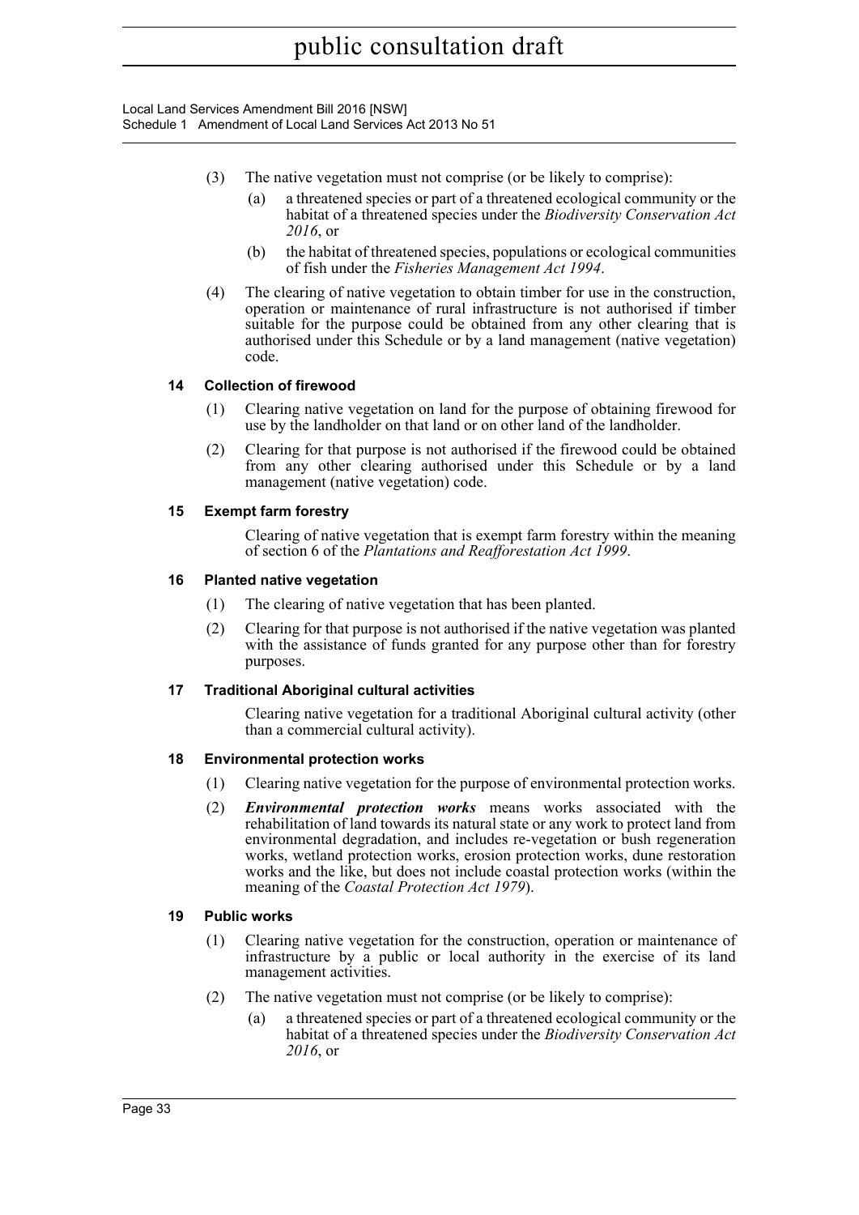(3) The native vegetation must not comprise (or be likely to comprise):

(a) a threatened species or part of a threatened ecological community or the habitat of a threatened species under the *Biodiversity Conservation Act 2016*, or

(b) the habitat of threatened species, populations or ecological communities of fish under the *Fisheries Management Act 1994*.

(4) The clearing of native vegetation to obtain timber for use in the construction, operation or maintenance of rural infrastructure is not authorised if timber suitable for the purpose could be obtained from any other clearing that is authorised under this Schedule or by a land management (native vegetation) code.

### 14 Collection of firewood

(1) Clearing native vegetation on land for the purpose of obtaining firewood for use by the landholder on that land or on other land of the landholder.

(2) Clearing for that purpose is not authorised if the firewood could be obtained from any other clearing authorised under this Schedule or by a land management (native vegetation) code.

### 15 Exempt farm forestry

Clearing of native vegetation that is exempt farm forestry within the meaning of section 6 of the *Plantations and Reafforestation Act 1999*.

### 16 Planted native vegetation

(1) The clearing of native vegetation that has been planted.

(2) Clearing for that purpose is not authorised if the native vegetation was planted with the assistance of funds granted for any purpose other than for forestry purposes.

### 17 Traditional Aboriginal cultural activities

Clearing native vegetation for a traditional Aboriginal cultural activity (other than a commercial cultural activity).

### 18 Environmental protection works

(1) Clearing native vegetation for the purpose of environmental protection works.

(2) ***Environmental protection works*** means works associated with the rehabilitation of land towards its natural state or any work to protect land from environmental degradation, and includes re-vegetation or bush regeneration works, wetland protection works, erosion protection works, dune restoration works and the like, but does not include coastal protection works (within the meaning of the *Coastal Protection Act 1979*).

### 19 Public works

(1) Clearing native vegetation for the construction, operation or maintenance of infrastructure by a public or local authority in the exercise of its land management activities.

(2) The native vegetation must not comprise (or be likely to comprise):

(a) a threatened species or part of a threatened ecological community or the habitat of a threatened species under the *Biodiversity Conservation Act 2016*, or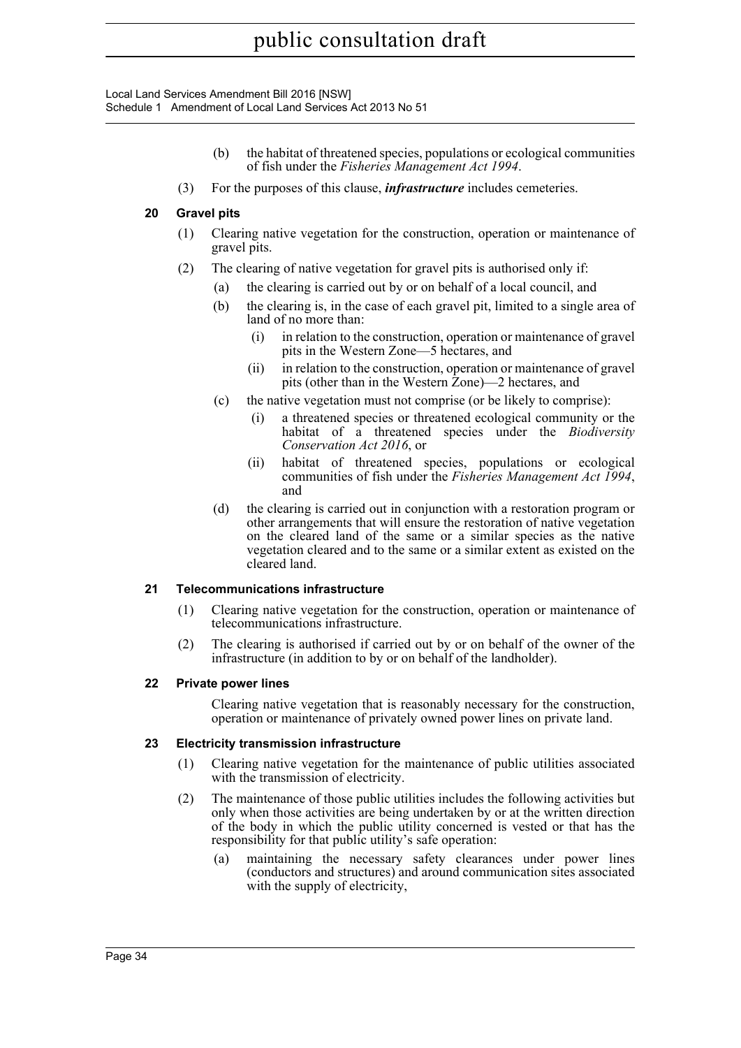(b) the habitat of threatened species, populations or ecological communities of fish under the *Fisheries Management Act 1994*.

(3) For the purposes of this clause, ***infrastructure*** includes cemeteries.

### 20 Gravel pits

(1) Clearing native vegetation for the construction, operation or maintenance of gravel pits.

(2) The clearing of native vegetation for gravel pits is authorised only if:

- (a) the clearing is carried out by or on behalf of a local council, and
- (b) the clearing is, in the case of each gravel pit, limited to a single area of land of no more than:
  - (i) in relation to the construction, operation or maintenance of gravel pits in the Western Zone—5 hectares, and
  - (ii) in relation to the construction, operation or maintenance of gravel pits (other than in the Western Zone)—2 hectares, and
- (c) the native vegetation must not comprise (or be likely to comprise):
  - (i) a threatened species or threatened ecological community or the habitat of a threatened species under the *Biodiversity Conservation Act 2016*, or
  - (ii) habitat of threatened species, populations or ecological communities of fish under the *Fisheries Management Act 1994*, and
- (d) the clearing is carried out in conjunction with a restoration program or other arrangements that will ensure the restoration of native vegetation on the cleared land of the same or a similar species as the native vegetation cleared and to the same or a similar extent as existed on the cleared land.

### 21 Telecommunications infrastructure

(1) Clearing native vegetation for the construction, operation or maintenance of telecommunications infrastructure.

(2) The clearing is authorised if carried out by or on behalf of the owner of the infrastructure (in addition to by or on behalf of the landholder).

### 22 Private power lines

Clearing native vegetation that is reasonably necessary for the construction, operation or maintenance of privately owned power lines on private land.

### 23 Electricity transmission infrastructure

(1) Clearing native vegetation for the maintenance of public utilities associated with the transmission of electricity.

(2) The maintenance of those public utilities includes the following activities but only when those activities are being undertaken by or at the written direction of the body in which the public utility concerned is vested or that has the responsibility for that public utility's safe operation:

- (a) maintaining the necessary safety clearances under power lines (conductors and structures) and around communication sites associated with the supply of electricity,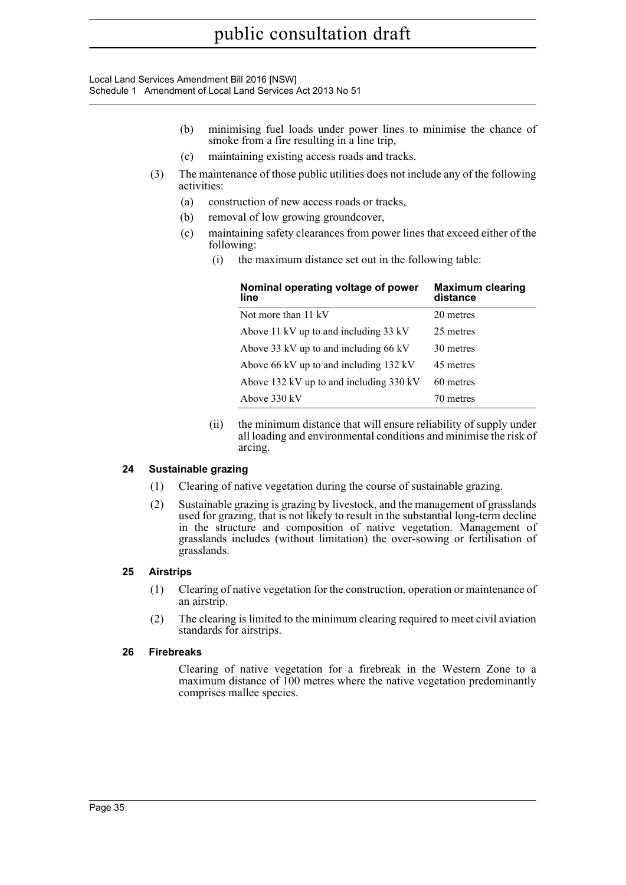(b) minimising fuel loads under power lines to minimise the chance of smoke from a fire resulting in a line trip,

(c) maintaining existing access roads and tracks.

(3) The maintenance of those public utilities does not include any of the following activities:

(a) construction of new access roads or tracks,

(b) removal of low growing groundcover,

(c) maintaining safety clearances from power lines that exceed either of the following:

(i) the maximum distance set out in the following table:

| Nominal operating voltage of power line | Maximum clearing distance |
|---|---|
| Not more than 11 kV | 20 metres |
| Above 11 kV up to and including 33 kV | 25 metres |
| Above 33 kV up to and including 66 kV | 30 metres |
| Above 66 kV up to and including 132 kV | 45 metres |
| Above 132 kV up to and including 330 kV | 60 metres |
| Above 330 kV | 70 metres |

(ii) the minimum distance that will ensure reliability of supply under all loading and environmental conditions and minimise the risk of arcing.

### 24 Sustainable grazing

(1) Clearing of native vegetation during the course of sustainable grazing.

(2) Sustainable grazing is grazing by livestock, and the management of grasslands used for grazing, that is not likely to result in the substantial long-term decline in the structure and composition of native vegetation. Management of grasslands includes (without limitation) the over-sowing or fertilisation of grasslands.

### 25 Airstrips

(1) Clearing of native vegetation for the construction, operation or maintenance of an airstrip.

(2) The clearing is limited to the minimum clearing required to meet civil aviation standards for airstrips.

### 26 Firebreaks

Clearing of native vegetation for a firebreak in the Western Zone to a maximum distance of 100 metres where the native vegetation predominantly comprises mallee species.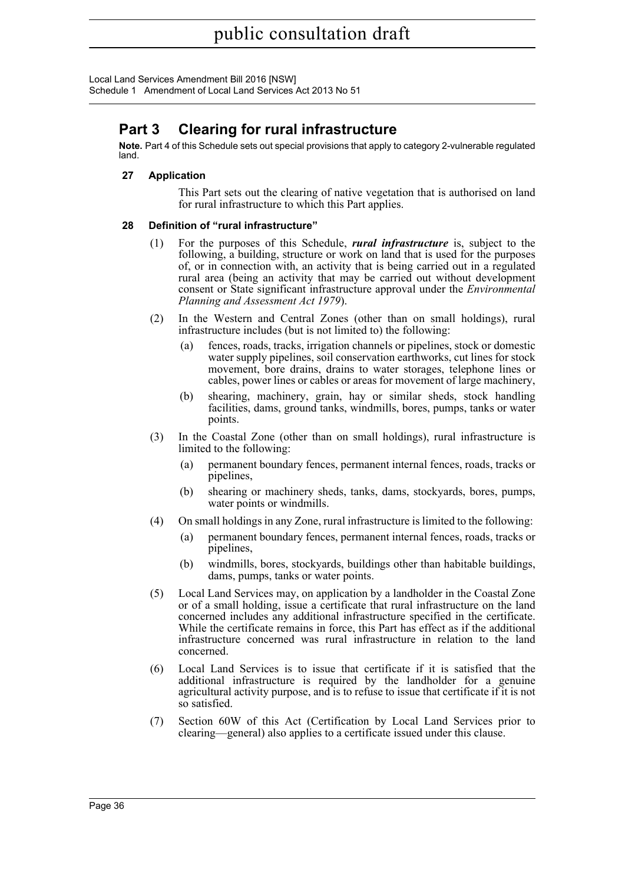## Part 3 Clearing for rural infrastructure

**Note.** Part 4 of this Schedule sets out special provisions that apply to category 2-vulnerable regulated land.

### 27 Application

This Part sets out the clearing of native vegetation that is authorised on land for rural infrastructure to which this Part applies.

### 28 Definition of "rural infrastructure"

(1) For the purposes of this Schedule, ***rural infrastructure*** is, subject to the following, a building, structure or work on land that is used for the purposes of, or in connection with, an activity that is being carried out in a regulated rural area (being an activity that may be carried out without development consent or State significant infrastructure approval under the *Environmental Planning and Assessment Act 1979*).

(2) In the Western and Central Zones (other than on small holdings), rural infrastructure includes (but is not limited to) the following:

(a) fences, roads, tracks, irrigation channels or pipelines, stock or domestic water supply pipelines, soil conservation earthworks, cut lines for stock movement, bore drains, drains to water storages, telephone lines or cables, power lines or cables or areas for movement of large machinery,

(b) shearing, machinery, grain, hay or similar sheds, stock handling facilities, dams, ground tanks, windmills, bores, pumps, tanks or water points.

(3) In the Coastal Zone (other than on small holdings), rural infrastructure is limited to the following:

(a) permanent boundary fences, permanent internal fences, roads, tracks or pipelines,

(b) shearing or machinery sheds, tanks, dams, stockyards, bores, pumps, water points or windmills.

(4) On small holdings in any Zone, rural infrastructure is limited to the following:

(a) permanent boundary fences, permanent internal fences, roads, tracks or pipelines,

(b) windmills, bores, stockyards, buildings other than habitable buildings, dams, pumps, tanks or water points.

(5) Local Land Services may, on application by a landholder in the Coastal Zone or of a small holding, issue a certificate that rural infrastructure on the land concerned includes any additional infrastructure specified in the certificate. While the certificate remains in force, this Part has effect as if the additional infrastructure concerned was rural infrastructure in relation to the land concerned.

(6) Local Land Services is to issue that certificate if it is satisfied that the additional infrastructure is required by the landholder for a genuine agricultural activity purpose, and is to refuse to issue that certificate if it is not so satisfied.

(7) Section 60W of this Act (Certification by Local Land Services prior to clearing—general) also applies to a certificate issued under this clause.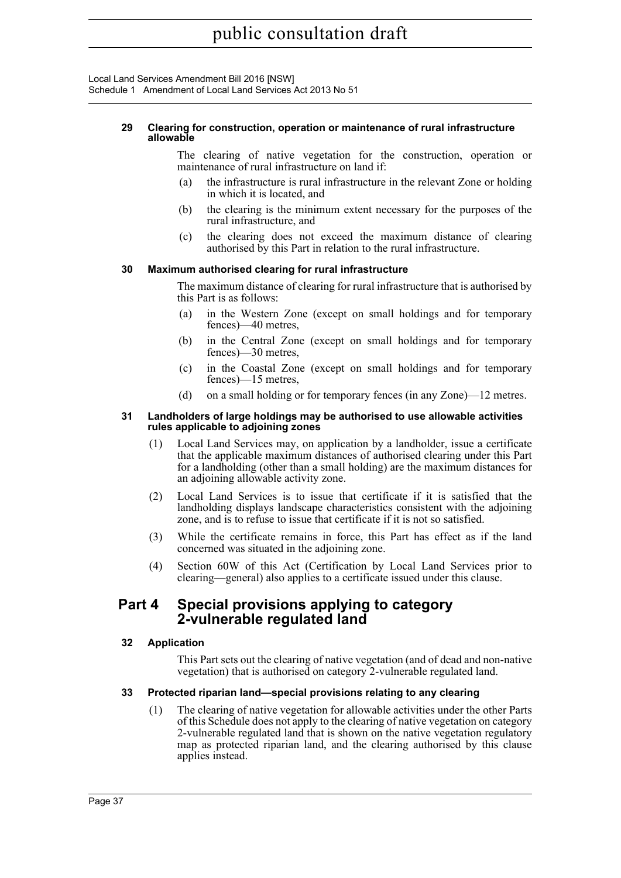**29 Clearing for construction, operation or maintenance of rural infrastructure allowable**

The clearing of native vegetation for the construction, operation or maintenance of rural infrastructure on land if:

(a) the infrastructure is rural infrastructure in the relevant Zone or holding in which it is located, and

(b) the clearing is the minimum extent necessary for the purposes of the rural infrastructure, and

(c) the clearing does not exceed the maximum distance of clearing authorised by this Part in relation to the rural infrastructure.

**30 Maximum authorised clearing for rural infrastructure**

The maximum distance of clearing for rural infrastructure that is authorised by this Part is as follows:

(a) in the Western Zone (except on small holdings and for temporary fences)—40 metres,

(b) in the Central Zone (except on small holdings and for temporary fences)—30 metres,

(c) in the Coastal Zone (except on small holdings and for temporary fences)—15 metres,

(d) on a small holding or for temporary fences (in any Zone)—12 metres.

**31 Landholders of large holdings may be authorised to use allowable activities rules applicable to adjoining zones**

(1) Local Land Services may, on application by a landholder, issue a certificate that the applicable maximum distances of authorised clearing under this Part for a landholding (other than a small holding) are the maximum distances for an adjoining allowable activity zone.

(2) Local Land Services is to issue that certificate if it is satisfied that the landholding displays landscape characteristics consistent with the adjoining zone, and is to refuse to issue that certificate if it is not so satisfied.

(3) While the certificate remains in force, this Part has effect as if the land concerned was situated in the adjoining zone.

(4) Section 60W of this Act (Certification by Local Land Services prior to clearing—general) also applies to a certificate issued under this clause.

## Part 4 Special provisions applying to category 2-vulnerable regulated land

**32 Application**

This Part sets out the clearing of native vegetation (and of dead and non-native vegetation) that is authorised on category 2-vulnerable regulated land.

**33 Protected riparian land—special provisions relating to any clearing**

(1) The clearing of native vegetation for allowable activities under the other Parts of this Schedule does not apply to the clearing of native vegetation on category 2-vulnerable regulated land that is shown on the native vegetation regulatory map as protected riparian land, and the clearing authorised by this clause applies instead.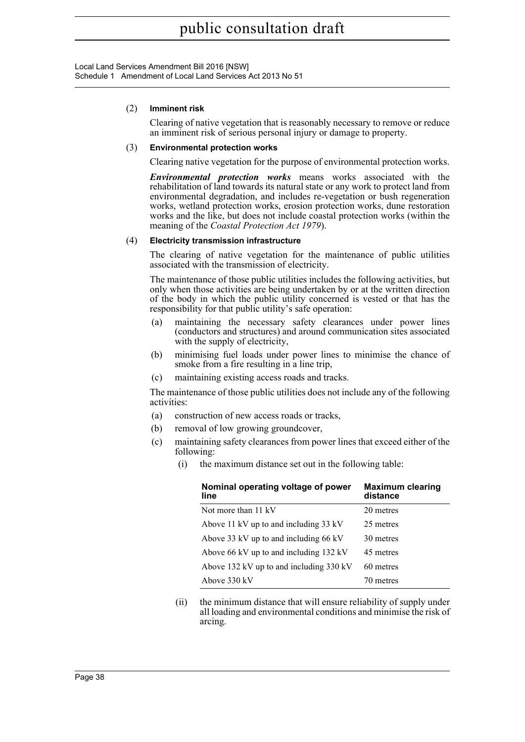(2) **Imminent risk**

Clearing of native vegetation that is reasonably necessary to remove or reduce an imminent risk of serious personal injury or damage to property.

(3) **Environmental protection works**

Clearing native vegetation for the purpose of environmental protection works.

***Environmental protection works*** means works associated with the rehabilitation of land towards its natural state or any work to protect land from environmental degradation, and includes re-vegetation or bush regeneration works, wetland protection works, erosion protection works, dune restoration works and the like, but does not include coastal protection works (within the meaning of the *Coastal Protection Act 1979*).

(4) **Electricity transmission infrastructure**

The clearing of native vegetation for the maintenance of public utilities associated with the transmission of electricity.

The maintenance of those public utilities includes the following activities, but only when those activities are being undertaken by or at the written direction of the body in which the public utility concerned is vested or that has the responsibility for that public utility's safe operation:

(a) maintaining the necessary safety clearances under power lines (conductors and structures) and around communication sites associated with the supply of electricity,

(b) minimising fuel loads under power lines to minimise the chance of smoke from a fire resulting in a line trip,

(c) maintaining existing access roads and tracks.

The maintenance of those public utilities does not include any of the following activities:

(a) construction of new access roads or tracks,

(b) removal of low growing groundcover,

(c) maintaining safety clearances from power lines that exceed either of the following:

(i) the maximum distance set out in the following table:

| Nominal operating voltage of power line | Maximum clearing distance |
| --- | --- |
| Not more than 11 kV | 20 metres |
| Above 11 kV up to and including 33 kV | 25 metres |
| Above 33 kV up to and including 66 kV | 30 metres |
| Above 66 kV up to and including 132 kV | 45 metres |
| Above 132 kV up to and including 330 kV | 60 metres |
| Above 330 kV | 70 metres |

(ii) the minimum distance that will ensure reliability of supply under all loading and environmental conditions and minimise the risk of arcing.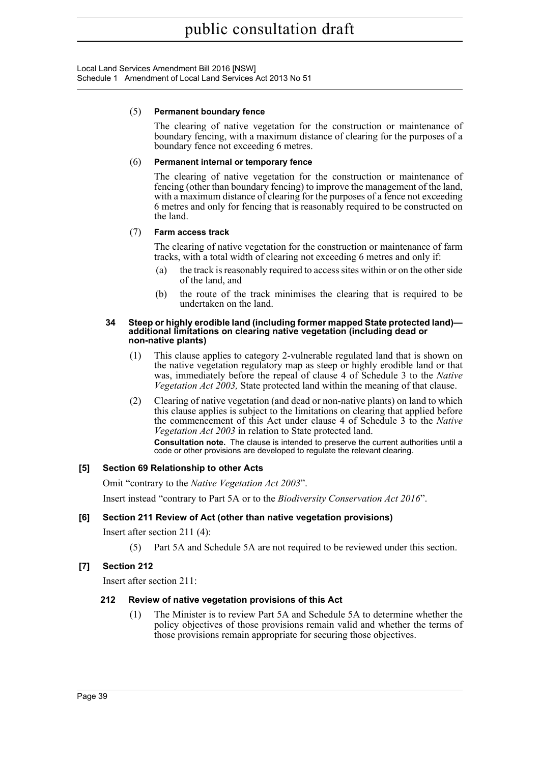(5) **Permanent boundary fence**

The clearing of native vegetation for the construction or maintenance of boundary fencing, with a maximum distance of clearing for the purposes of a boundary fence not exceeding 6 metres.

(6) **Permanent internal or temporary fence**

The clearing of native vegetation for the construction or maintenance of fencing (other than boundary fencing) to improve the management of the land, with a maximum distance of clearing for the purposes of a fence not exceeding 6 metres and only for fencing that is reasonably required to be constructed on the land.

(7) **Farm access track**

The clearing of native vegetation for the construction or maintenance of farm tracks, with a total width of clearing not exceeding 6 metres and only if:

(a) the track is reasonably required to access sites within or on the other side of the land, and

(b) the route of the track minimises the clearing that is required to be undertaken on the land.

**34 Steep or highly erodible land (including former mapped State protected land)—additional limitations on clearing native vegetation (including dead or non-native plants)**

(1) This clause applies to category 2-vulnerable regulated land that is shown on the native vegetation regulatory map as steep or highly erodible land or that was, immediately before the repeal of clause 4 of Schedule 3 to the *Native Vegetation Act 2003,* State protected land within the meaning of that clause.

(2) Clearing of native vegetation (and dead or non-native plants) on land to which this clause applies is subject to the limitations on clearing that applied before the commencement of this Act under clause 4 of Schedule 3 to the *Native Vegetation Act 2003* in relation to State protected land.

**Consultation note.** The clause is intended to preserve the current authorities until a code or other provisions are developed to regulate the relevant clearing.

**[5] Section 69 Relationship to other Acts**

Omit "contrary to the *Native Vegetation Act 2003*".

Insert instead "contrary to Part 5A or to the *Biodiversity Conservation Act 2016*".

**[6] Section 211 Review of Act (other than native vegetation provisions)**

Insert after section 211 (4):

(5) Part 5A and Schedule 5A are not required to be reviewed under this section.

**[7] Section 212**

Insert after section 211:

**212 Review of native vegetation provisions of this Act**

(1) The Minister is to review Part 5A and Schedule 5A to determine whether the policy objectives of those provisions remain valid and whether the terms of those provisions remain appropriate for securing those objectives.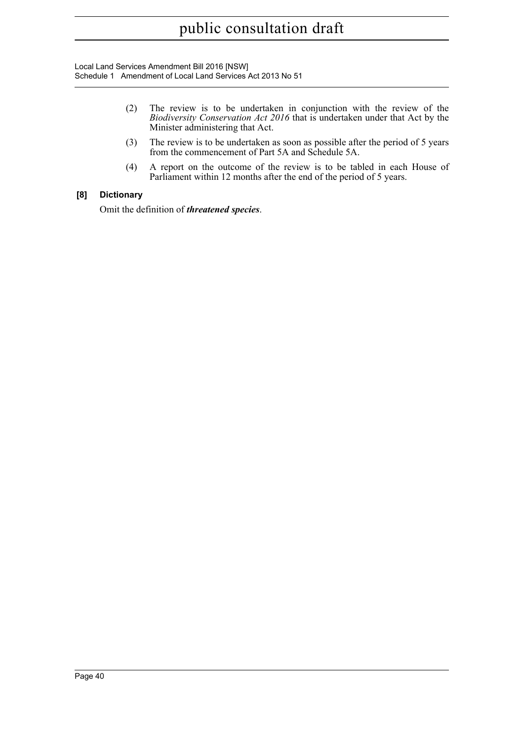(2) The review is to be undertaken in conjunction with the review of the *Biodiversity Conservation Act 2016* that is undertaken under that Act by the Minister administering that Act.

(3) The review is to be undertaken as soon as possible after the period of 5 years from the commencement of Part 5A and Schedule 5A.

(4) A report on the outcome of the review is to be tabled in each House of Parliament within 12 months after the end of the period of 5 years.

**[8] Dictionary**

Omit the definition of ***threatened species***.